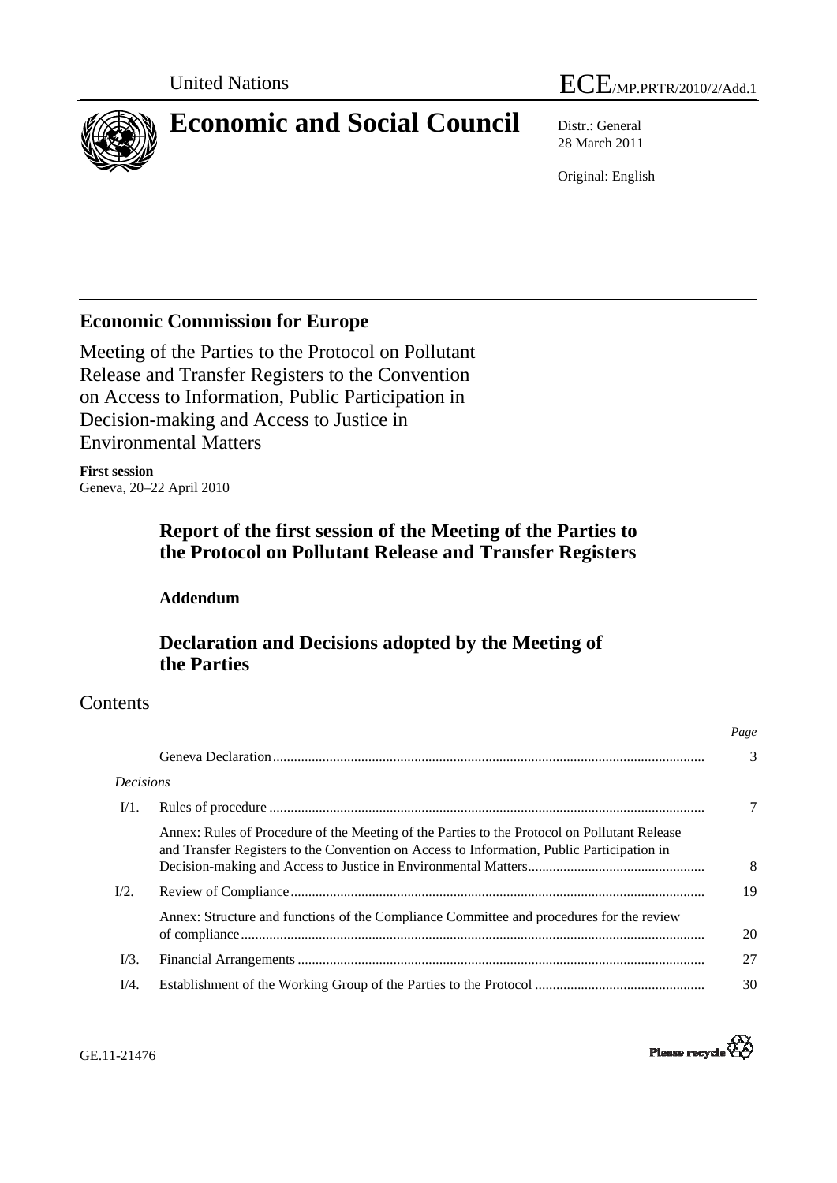United Nations ECE/MP.PRTR/2010/2/Add.1

# Economic and Social Council

Distr.: General
28 March 2011

Original: English

## Economic Commission for Europe

Meeting of the Parties to the Protocol on Pollutant Release and Transfer Registers to the Convention on Access to Information, Public Participation in Decision-making and Access to Justice in Environmental Matters

**First session**
Geneva, 20–22 April 2010

### Report of the first session of the Meeting of the Parties to the Protocol on Pollutant Release and Transfer Registers

#### Addendum

### Declaration and Decisions adopted by the Meeting of the Parties

## Contents

| | | *Page* |
|---|---|---|
| | Geneva Declaration | 3 |
| *Decisions* | | |
| I/1. | Rules of procedure | 7 |
| | Annex: Rules of Procedure of the Meeting of the Parties to the Protocol on Pollutant Release and Transfer Registers to the Convention on Access to Information, Public Participation in Decision-making and Access to Justice in Environmental Matters | 8 |
| I/2. | Review of Compliance | 19 |
| | Annex: Structure and functions of the Compliance Committee and procedures for the review of compliance | 20 |
| I/3. | Financial Arrangements | 27 |
| I/4. | Establishment of the Working Group of the Parties to the Protocol | 30 |

GE.11-21476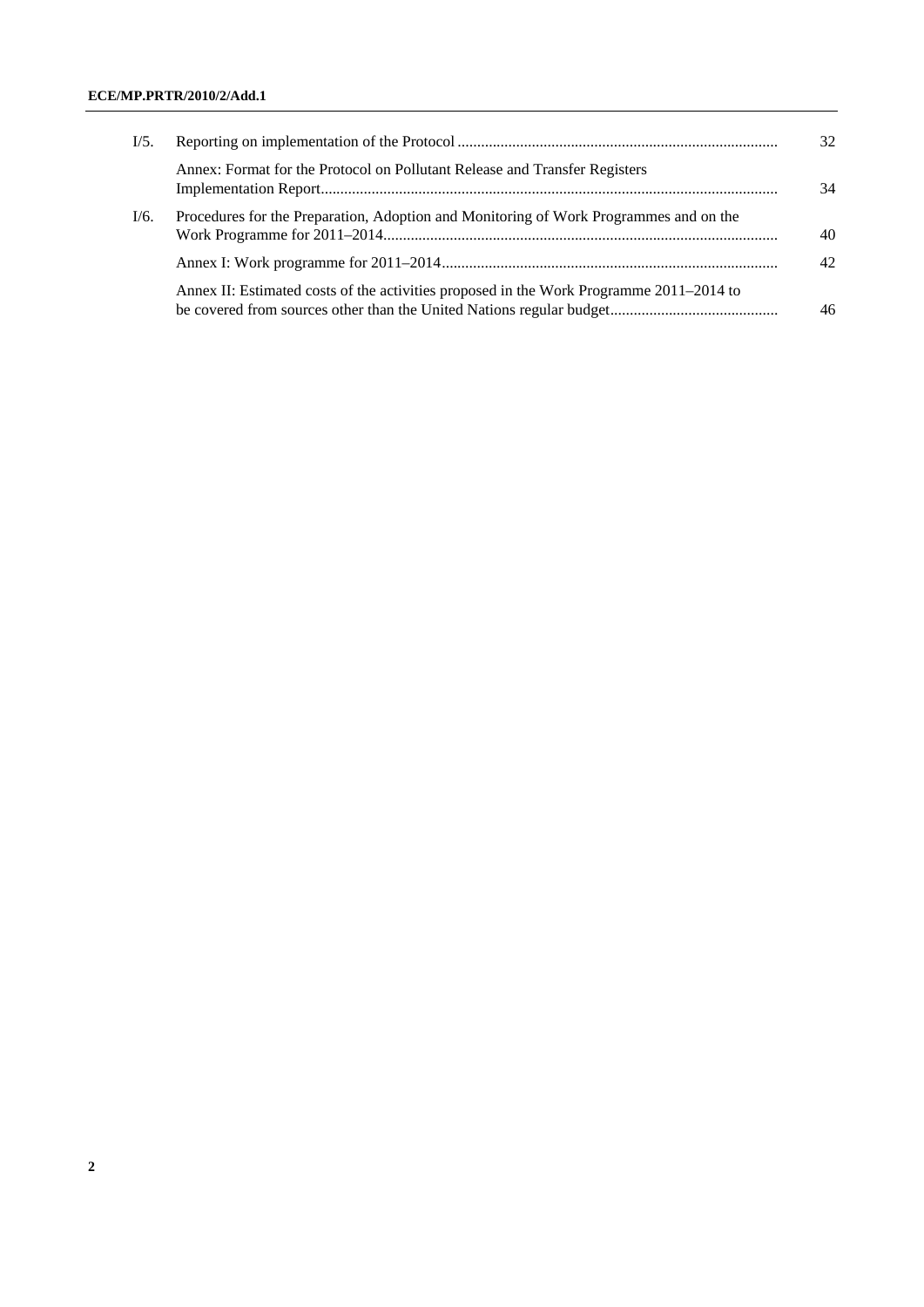| | | |
|---|---|---|
| I/5. | Reporting on implementation of the Protocol | 32 |
| | Annex: Format for the Protocol on Pollutant Release and Transfer Registers Implementation Report | 34 |
| I/6. | Procedures for the Preparation, Adoption and Monitoring of Work Programmes and on the Work Programme for 2011–2014 | 40 |
| | Annex I: Work programme for 2011–2014 | 42 |
| | Annex II: Estimated costs of the activities proposed in the Work Programme 2011–2014 to be covered from sources other than the United Nations regular budget | 46 |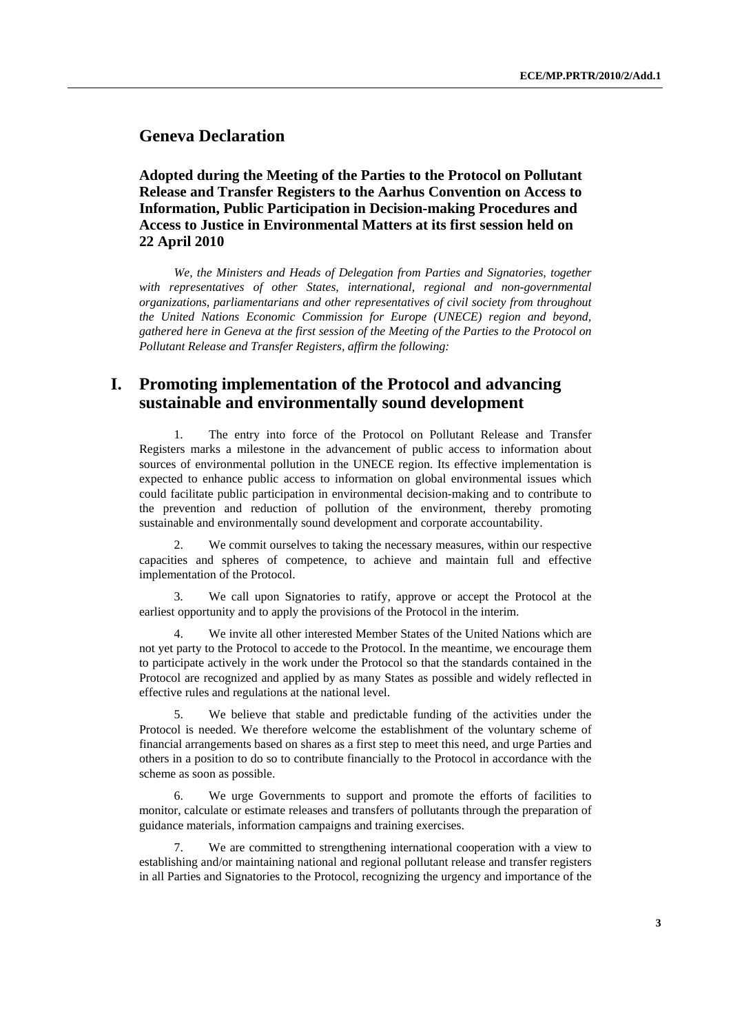# Geneva Declaration

## Adopted during the Meeting of the Parties to the Protocol on Pollutant Release and Transfer Registers to the Aarhus Convention on Access to Information, Public Participation in Decision-making Procedures and Access to Justice in Environmental Matters at its first session held on 22 April 2010

*We, the Ministers and Heads of Delegation from Parties and Signatories, together with representatives of other States, international, regional and non-governmental organizations, parliamentarians and other representatives of civil society from throughout the United Nations Economic Commission for Europe (UNECE) region and beyond, gathered here in Geneva at the first session of the Meeting of the Parties to the Protocol on Pollutant Release and Transfer Registers, affirm the following:*

# I. Promoting implementation of the Protocol and advancing sustainable and environmentally sound development

1. The entry into force of the Protocol on Pollutant Release and Transfer Registers marks a milestone in the advancement of public access to information about sources of environmental pollution in the UNECE region. Its effective implementation is expected to enhance public access to information on global environmental issues which could facilitate public participation in environmental decision-making and to contribute to the prevention and reduction of pollution of the environment, thereby promoting sustainable and environmentally sound development and corporate accountability.

2. We commit ourselves to taking the necessary measures, within our respective capacities and spheres of competence, to achieve and maintain full and effective implementation of the Protocol.

3. We call upon Signatories to ratify, approve or accept the Protocol at the earliest opportunity and to apply the provisions of the Protocol in the interim.

4. We invite all other interested Member States of the United Nations which are not yet party to the Protocol to accede to the Protocol. In the meantime, we encourage them to participate actively in the work under the Protocol so that the standards contained in the Protocol are recognized and applied by as many States as possible and widely reflected in effective rules and regulations at the national level.

5. We believe that stable and predictable funding of the activities under the Protocol is needed. We therefore welcome the establishment of the voluntary scheme of financial arrangements based on shares as a first step to meet this need, and urge Parties and others in a position to do so to contribute financially to the Protocol in accordance with the scheme as soon as possible.

6. We urge Governments to support and promote the efforts of facilities to monitor, calculate or estimate releases and transfers of pollutants through the preparation of guidance materials, information campaigns and training exercises.

7. We are committed to strengthening international cooperation with a view to establishing and/or maintaining national and regional pollutant release and transfer registers in all Parties and Signatories to the Protocol, recognizing the urgency and importance of the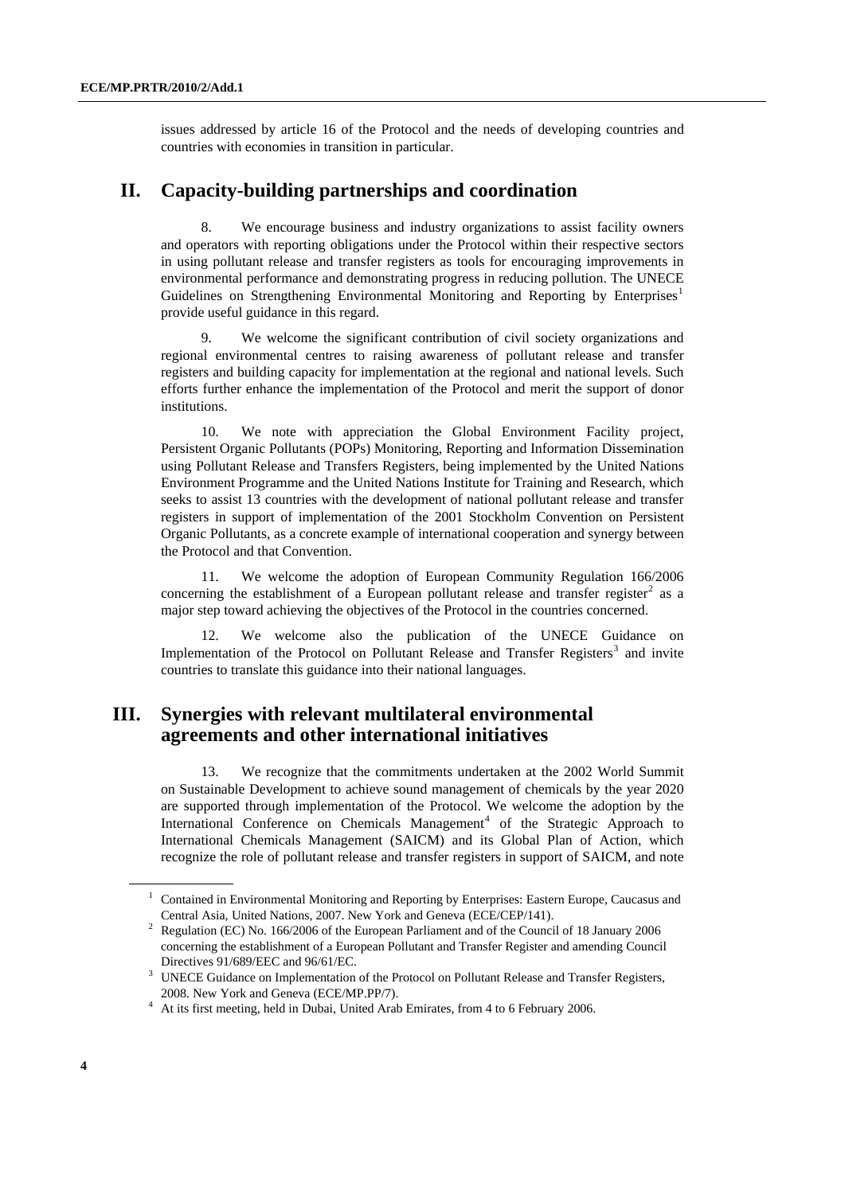issues addressed by article 16 of the Protocol and the needs of developing countries and countries with economies in transition in particular.

## II. Capacity-building partnerships and coordination

8. We encourage business and industry organizations to assist facility owners and operators with reporting obligations under the Protocol within their respective sectors in using pollutant release and transfer registers as tools for encouraging improvements in environmental performance and demonstrating progress in reducing pollution. The UNECE Guidelines on Strengthening Environmental Monitoring and Reporting by Enterprises[1] provide useful guidance in this regard.

9. We welcome the significant contribution of civil society organizations and regional environmental centres to raising awareness of pollutant release and transfer registers and building capacity for implementation at the regional and national levels. Such efforts further enhance the implementation of the Protocol and merit the support of donor institutions.

10. We note with appreciation the Global Environment Facility project, Persistent Organic Pollutants (POPs) Monitoring, Reporting and Information Dissemination using Pollutant Release and Transfers Registers, being implemented by the United Nations Environment Programme and the United Nations Institute for Training and Research, which seeks to assist 13 countries with the development of national pollutant release and transfer registers in support of implementation of the 2001 Stockholm Convention on Persistent Organic Pollutants, as a concrete example of international cooperation and synergy between the Protocol and that Convention.

11. We welcome the adoption of European Community Regulation 166/2006 concerning the establishment of a European pollutant release and transfer register[2] as a major step toward achieving the objectives of the Protocol in the countries concerned.

12. We welcome also the publication of the UNECE Guidance on Implementation of the Protocol on Pollutant Release and Transfer Registers[3] and invite countries to translate this guidance into their national languages.

## III. Synergies with relevant multilateral environmental agreements and other international initiatives

13. We recognize that the commitments undertaken at the 2002 World Summit on Sustainable Development to achieve sound management of chemicals by the year 2020 are supported through implementation of the Protocol. We welcome the adoption by the International Conference on Chemicals Management[4] of the Strategic Approach to International Chemicals Management (SAICM) and its Global Plan of Action, which recognize the role of pollutant release and transfer registers in support of SAICM, and note

---

[1] Contained in Environmental Monitoring and Reporting by Enterprises: Eastern Europe, Caucasus and Central Asia, United Nations, 2007. New York and Geneva (ECE/CEP/141).

[2] Regulation (EC) No. 166/2006 of the European Parliament and of the Council of 18 January 2006 concerning the establishment of a European Pollutant and Transfer Register and amending Council Directives 91/689/EEC and 96/61/EC.

[3] UNECE Guidance on Implementation of the Protocol on Pollutant Release and Transfer Registers, 2008. New York and Geneva (ECE/MP.PP/7).

[4] At its first meeting, held in Dubai, United Arab Emirates, from 4 to 6 February 2006.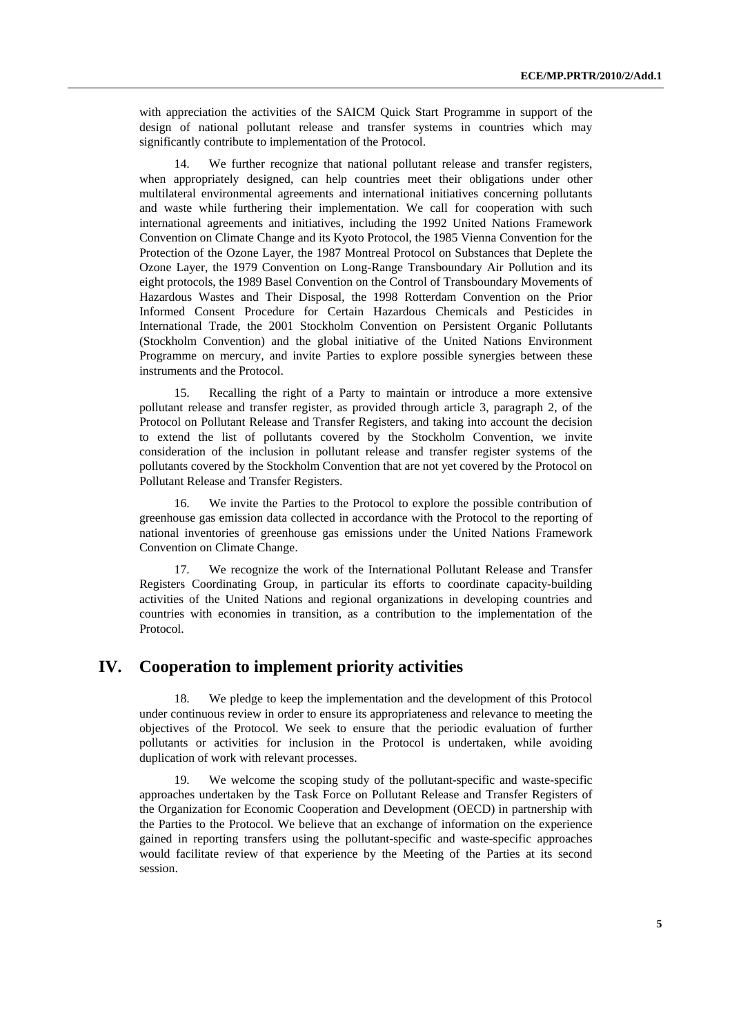with appreciation the activities of the SAICM Quick Start Programme in support of the design of national pollutant release and transfer systems in countries which may significantly contribute to implementation of the Protocol.

14. We further recognize that national pollutant release and transfer registers, when appropriately designed, can help countries meet their obligations under other multilateral environmental agreements and international initiatives concerning pollutants and waste while furthering their implementation. We call for cooperation with such international agreements and initiatives, including the 1992 United Nations Framework Convention on Climate Change and its Kyoto Protocol, the 1985 Vienna Convention for the Protection of the Ozone Layer, the 1987 Montreal Protocol on Substances that Deplete the Ozone Layer, the 1979 Convention on Long-Range Transboundary Air Pollution and its eight protocols, the 1989 Basel Convention on the Control of Transboundary Movements of Hazardous Wastes and Their Disposal, the 1998 Rotterdam Convention on the Prior Informed Consent Procedure for Certain Hazardous Chemicals and Pesticides in International Trade, the 2001 Stockholm Convention on Persistent Organic Pollutants (Stockholm Convention) and the global initiative of the United Nations Environment Programme on mercury, and invite Parties to explore possible synergies between these instruments and the Protocol.

15. Recalling the right of a Party to maintain or introduce a more extensive pollutant release and transfer register, as provided through article 3, paragraph 2, of the Protocol on Pollutant Release and Transfer Registers, and taking into account the decision to extend the list of pollutants covered by the Stockholm Convention, we invite consideration of the inclusion in pollutant release and transfer register systems of the pollutants covered by the Stockholm Convention that are not yet covered by the Protocol on Pollutant Release and Transfer Registers.

16. We invite the Parties to the Protocol to explore the possible contribution of greenhouse gas emission data collected in accordance with the Protocol to the reporting of national inventories of greenhouse gas emissions under the United Nations Framework Convention on Climate Change.

17. We recognize the work of the International Pollutant Release and Transfer Registers Coordinating Group, in particular its efforts to coordinate capacity-building activities of the United Nations and regional organizations in developing countries and countries with economies in transition, as a contribution to the implementation of the Protocol.

# IV. Cooperation to implement priority activities

18. We pledge to keep the implementation and the development of this Protocol under continuous review in order to ensure its appropriateness and relevance to meeting the objectives of the Protocol. We seek to ensure that the periodic evaluation of further pollutants or activities for inclusion in the Protocol is undertaken, while avoiding duplication of work with relevant processes.

19. We welcome the scoping study of the pollutant-specific and waste-specific approaches undertaken by the Task Force on Pollutant Release and Transfer Registers of the Organization for Economic Cooperation and Development (OECD) in partnership with the Parties to the Protocol. We believe that an exchange of information on the experience gained in reporting transfers using the pollutant-specific and waste-specific approaches would facilitate review of that experience by the Meeting of the Parties at its second session.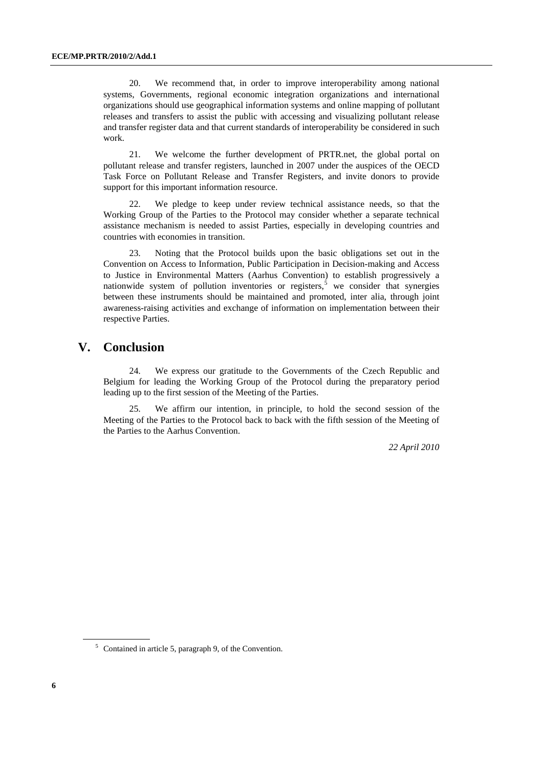20. We recommend that, in order to improve interoperability among national systems, Governments, regional economic integration organizations and international organizations should use geographical information systems and online mapping of pollutant releases and transfers to assist the public with accessing and visualizing pollutant release and transfer register data and that current standards of interoperability be considered in such work.

21. We welcome the further development of PRTR.net, the global portal on pollutant release and transfer registers, launched in 2007 under the auspices of the OECD Task Force on Pollutant Release and Transfer Registers, and invite donors to provide support for this important information resource.

22. We pledge to keep under review technical assistance needs, so that the Working Group of the Parties to the Protocol may consider whether a separate technical assistance mechanism is needed to assist Parties, especially in developing countries and countries with economies in transition.

23. Noting that the Protocol builds upon the basic obligations set out in the Convention on Access to Information, Public Participation in Decision-making and Access to Justice in Environmental Matters (Aarhus Convention) to establish progressively a nationwide system of pollution inventories or registers,[5] we consider that synergies between these instruments should be maintained and promoted, inter alia, through joint awareness-raising activities and exchange of information on implementation between their respective Parties.

## V. Conclusion

24. We express our gratitude to the Governments of the Czech Republic and Belgium for leading the Working Group of the Protocol during the preparatory period leading up to the first session of the Meeting of the Parties.

25. We affirm our intention, in principle, to hold the second session of the Meeting of the Parties to the Protocol back to back with the fifth session of the Meeting of the Parties to the Aarhus Convention.

*22 April 2010*

[5] Contained in article 5, paragraph 9, of the Convention.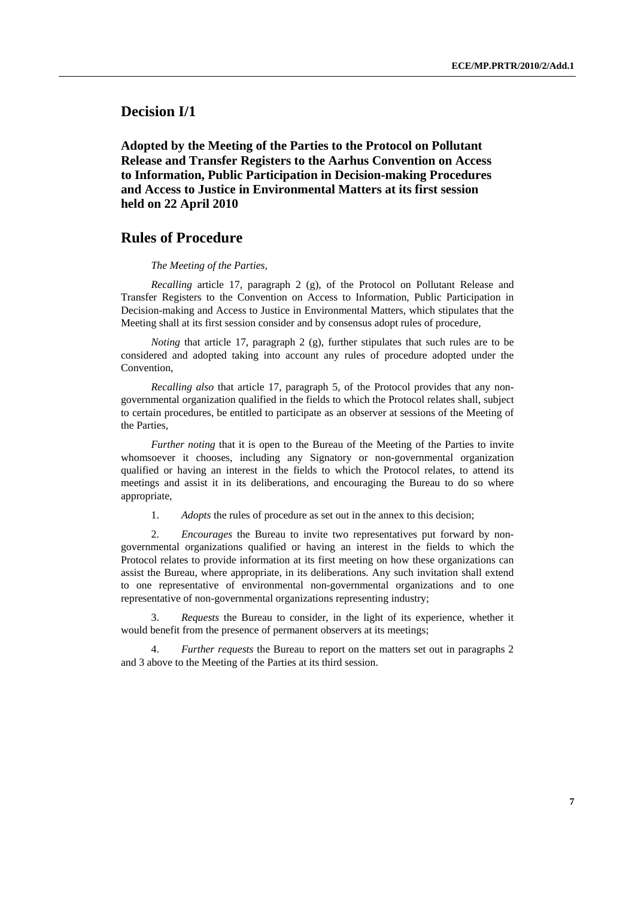## Decision I/1

### Adopted by the Meeting of the Parties to the Protocol on Pollutant Release and Transfer Registers to the Aarhus Convention on Access to Information, Public Participation in Decision-making Procedures and Access to Justice in Environmental Matters at its first session held on 22 April 2010

## Rules of Procedure

*The Meeting of the Parties,*

*Recalling* article 17, paragraph 2 (g), of the Protocol on Pollutant Release and Transfer Registers to the Convention on Access to Information, Public Participation in Decision-making and Access to Justice in Environmental Matters, which stipulates that the Meeting shall at its first session consider and by consensus adopt rules of procedure,

*Noting* that article 17, paragraph 2 (g), further stipulates that such rules are to be considered and adopted taking into account any rules of procedure adopted under the Convention,

*Recalling also* that article 17, paragraph 5, of the Protocol provides that any non-governmental organization qualified in the fields to which the Protocol relates shall, subject to certain procedures, be entitled to participate as an observer at sessions of the Meeting of the Parties,

*Further noting* that it is open to the Bureau of the Meeting of the Parties to invite whomsoever it chooses, including any Signatory or non-governmental organization qualified or having an interest in the fields to which the Protocol relates, to attend its meetings and assist it in its deliberations, and encouraging the Bureau to do so where appropriate,

1. *Adopts* the rules of procedure as set out in the annex to this decision;

2. *Encourages* the Bureau to invite two representatives put forward by non-governmental organizations qualified or having an interest in the fields to which the Protocol relates to provide information at its first meeting on how these organizations can assist the Bureau, where appropriate, in its deliberations. Any such invitation shall extend to one representative of environmental non-governmental organizations and to one representative of non-governmental organizations representing industry;

3. *Requests* the Bureau to consider, in the light of its experience, whether it would benefit from the presence of permanent observers at its meetings;

4. *Further requests* the Bureau to report on the matters set out in paragraphs 2 and 3 above to the Meeting of the Parties at its third session.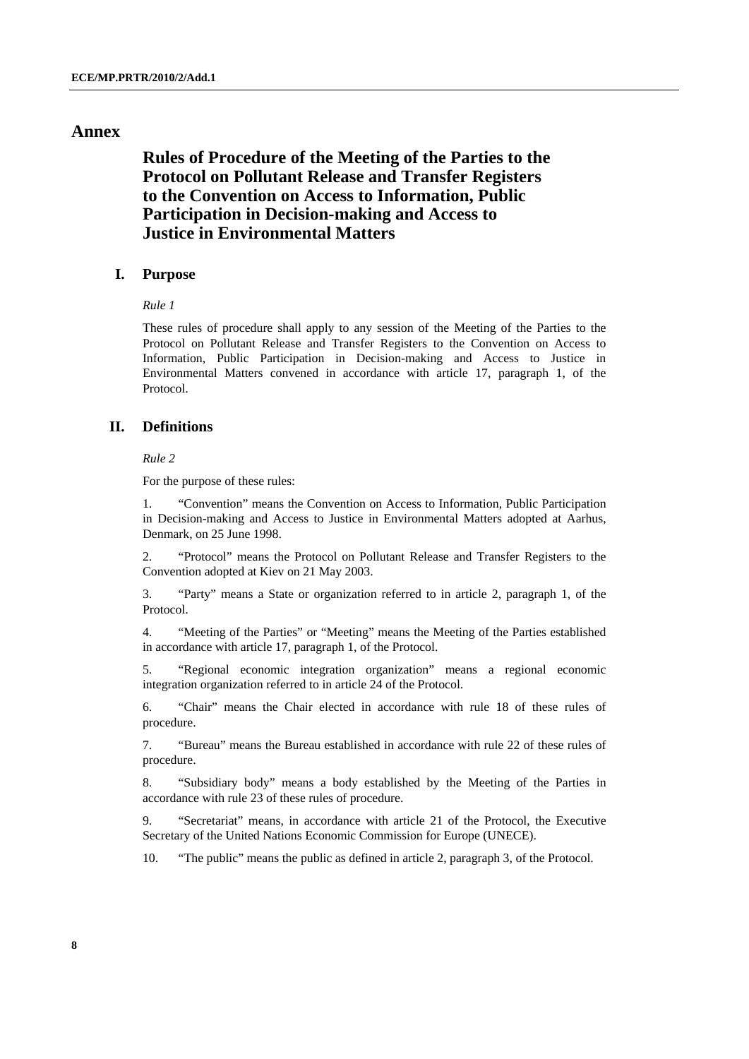# Annex

## Rules of Procedure of the Meeting of the Parties to the Protocol on Pollutant Release and Transfer Registers to the Convention on Access to Information, Public Participation in Decision-making and Access to Justice in Environmental Matters

### I. Purpose

*Rule 1*

These rules of procedure shall apply to any session of the Meeting of the Parties to the Protocol on Pollutant Release and Transfer Registers to the Convention on Access to Information, Public Participation in Decision-making and Access to Justice in Environmental Matters convened in accordance with article 17, paragraph 1, of the Protocol.

### II. Definitions

*Rule 2*

For the purpose of these rules:

1. "Convention" means the Convention on Access to Information, Public Participation in Decision-making and Access to Justice in Environmental Matters adopted at Aarhus, Denmark, on 25 June 1998.

2. "Protocol" means the Protocol on Pollutant Release and Transfer Registers to the Convention adopted at Kiev on 21 May 2003.

3. "Party" means a State or organization referred to in article 2, paragraph 1, of the Protocol.

4. "Meeting of the Parties" or "Meeting" means the Meeting of the Parties established in accordance with article 17, paragraph 1, of the Protocol.

5. "Regional economic integration organization" means a regional economic integration organization referred to in article 24 of the Protocol.

6. "Chair" means the Chair elected in accordance with rule 18 of these rules of procedure.

7. "Bureau" means the Bureau established in accordance with rule 22 of these rules of procedure.

8. "Subsidiary body" means a body established by the Meeting of the Parties in accordance with rule 23 of these rules of procedure.

9. "Secretariat" means, in accordance with article 21 of the Protocol, the Executive Secretary of the United Nations Economic Commission for Europe (UNECE).

10. "The public" means the public as defined in article 2, paragraph 3, of the Protocol.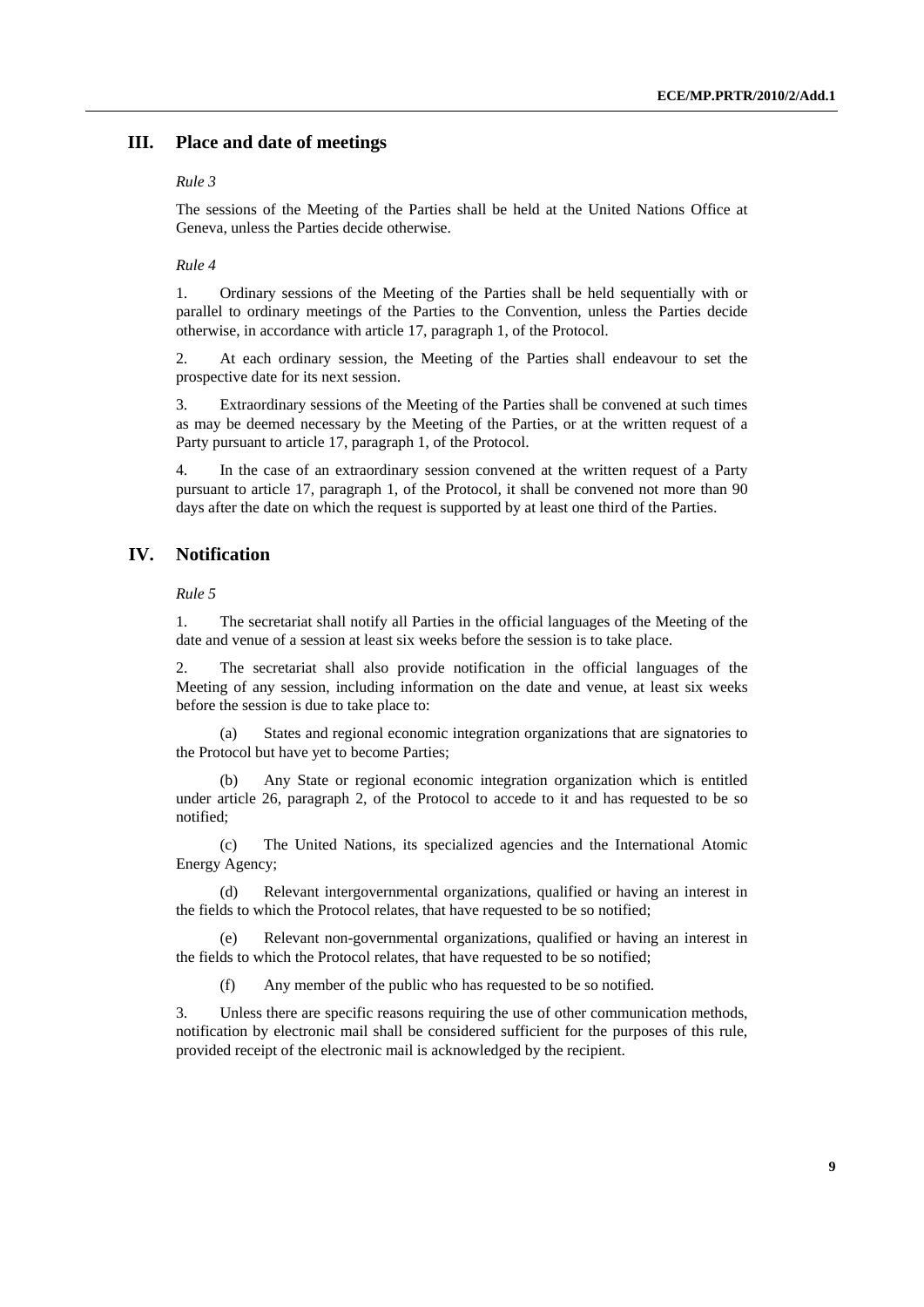## III. Place and date of meetings

*Rule 3*

The sessions of the Meeting of the Parties shall be held at the United Nations Office at Geneva, unless the Parties decide otherwise.

*Rule 4*

1. Ordinary sessions of the Meeting of the Parties shall be held sequentially with or parallel to ordinary meetings of the Parties to the Convention, unless the Parties decide otherwise, in accordance with article 17, paragraph 1, of the Protocol.

2. At each ordinary session, the Meeting of the Parties shall endeavour to set the prospective date for its next session.

3. Extraordinary sessions of the Meeting of the Parties shall be convened at such times as may be deemed necessary by the Meeting of the Parties, or at the written request of a Party pursuant to article 17, paragraph 1, of the Protocol.

4. In the case of an extraordinary session convened at the written request of a Party pursuant to article 17, paragraph 1, of the Protocol, it shall be convened not more than 90 days after the date on which the request is supported by at least one third of the Parties.

## IV. Notification

*Rule 5*

1. The secretariat shall notify all Parties in the official languages of the Meeting of the date and venue of a session at least six weeks before the session is to take place.

2. The secretariat shall also provide notification in the official languages of the Meeting of any session, including information on the date and venue, at least six weeks before the session is due to take place to:

(a) States and regional economic integration organizations that are signatories to the Protocol but have yet to become Parties;

(b) Any State or regional economic integration organization which is entitled under article 26, paragraph 2, of the Protocol to accede to it and has requested to be so notified;

(c) The United Nations, its specialized agencies and the International Atomic Energy Agency;

(d) Relevant intergovernmental organizations, qualified or having an interest in the fields to which the Protocol relates, that have requested to be so notified;

(e) Relevant non-governmental organizations, qualified or having an interest in the fields to which the Protocol relates, that have requested to be so notified;

(f) Any member of the public who has requested to be so notified.

3. Unless there are specific reasons requiring the use of other communication methods, notification by electronic mail shall be considered sufficient for the purposes of this rule, provided receipt of the electronic mail is acknowledged by the recipient.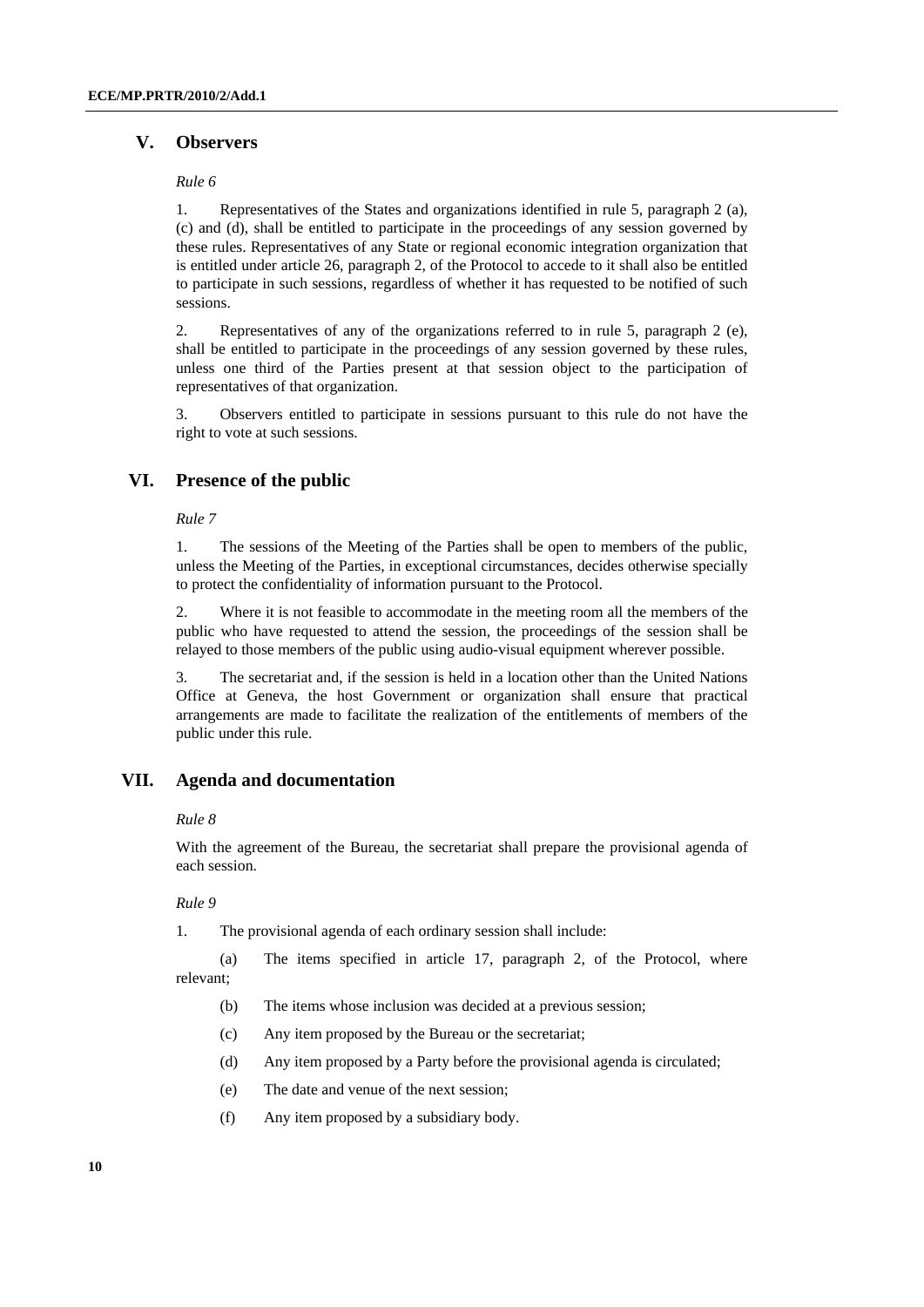## V. Observers

*Rule 6*

1. Representatives of the States and organizations identified in rule 5, paragraph 2 (a), (c) and (d), shall be entitled to participate in the proceedings of any session governed by these rules. Representatives of any State or regional economic integration organization that is entitled under article 26, paragraph 2, of the Protocol to accede to it shall also be entitled to participate in such sessions, regardless of whether it has requested to be notified of such sessions.

2. Representatives of any of the organizations referred to in rule 5, paragraph 2 (e), shall be entitled to participate in the proceedings of any session governed by these rules, unless one third of the Parties present at that session object to the participation of representatives of that organization.

3. Observers entitled to participate in sessions pursuant to this rule do not have the right to vote at such sessions.

## VI. Presence of the public

*Rule 7*

1. The sessions of the Meeting of the Parties shall be open to members of the public, unless the Meeting of the Parties, in exceptional circumstances, decides otherwise specially to protect the confidentiality of information pursuant to the Protocol.

2. Where it is not feasible to accommodate in the meeting room all the members of the public who have requested to attend the session, the proceedings of the session shall be relayed to those members of the public using audio-visual equipment wherever possible.

3. The secretariat and, if the session is held in a location other than the United Nations Office at Geneva, the host Government or organization shall ensure that practical arrangements are made to facilitate the realization of the entitlements of members of the public under this rule.

## VII. Agenda and documentation

*Rule 8*

With the agreement of the Bureau, the secretariat shall prepare the provisional agenda of each session.

*Rule 9*

1. The provisional agenda of each ordinary session shall include:

(a) The items specified in article 17, paragraph 2, of the Protocol, where relevant;

(b) The items whose inclusion was decided at a previous session;

(c) Any item proposed by the Bureau or the secretariat;

(d) Any item proposed by a Party before the provisional agenda is circulated;

(e) The date and venue of the next session;

(f) Any item proposed by a subsidiary body.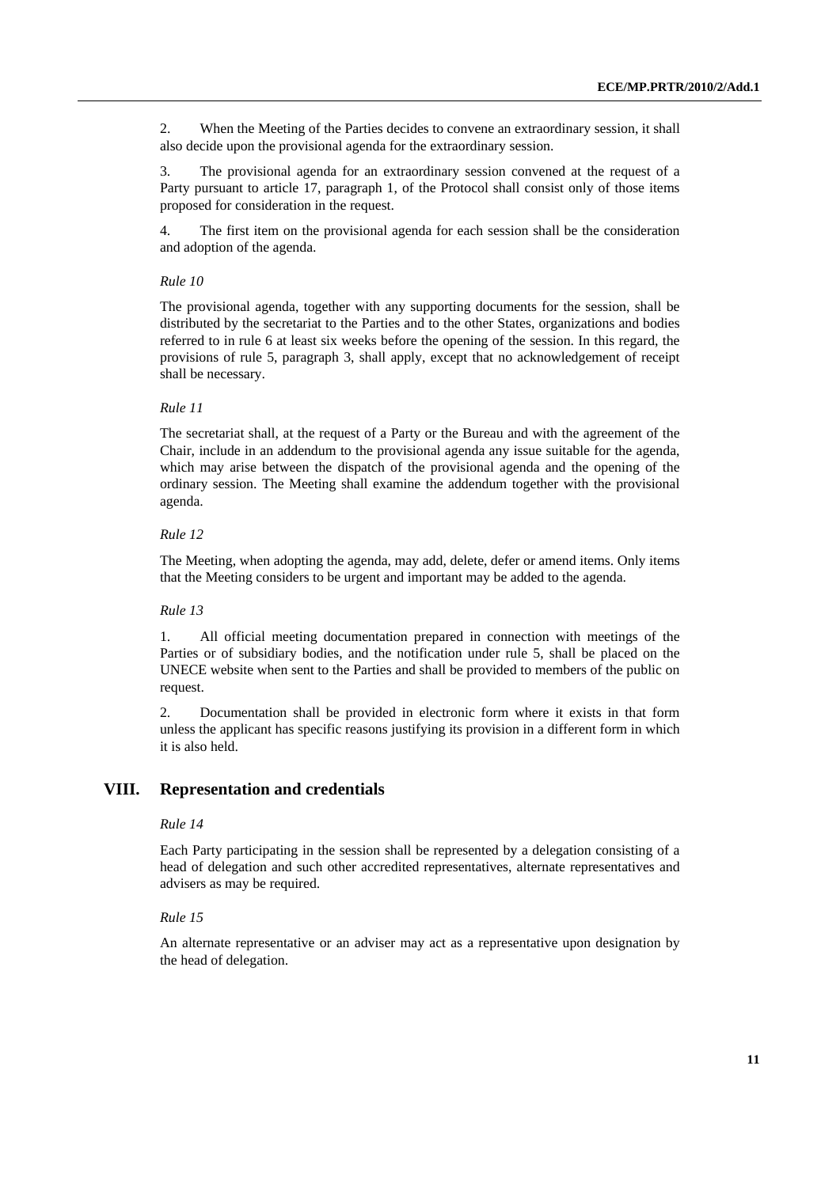2. When the Meeting of the Parties decides to convene an extraordinary session, it shall also decide upon the provisional agenda for the extraordinary session.

3. The provisional agenda for an extraordinary session convened at the request of a Party pursuant to article 17, paragraph 1, of the Protocol shall consist only of those items proposed for consideration in the request.

4. The first item on the provisional agenda for each session shall be the consideration and adoption of the agenda.

*Rule 10*

The provisional agenda, together with any supporting documents for the session, shall be distributed by the secretariat to the Parties and to the other States, organizations and bodies referred to in rule 6 at least six weeks before the opening of the session. In this regard, the provisions of rule 5, paragraph 3, shall apply, except that no acknowledgement of receipt shall be necessary.

*Rule 11*

The secretariat shall, at the request of a Party or the Bureau and with the agreement of the Chair, include in an addendum to the provisional agenda any issue suitable for the agenda, which may arise between the dispatch of the provisional agenda and the opening of the ordinary session. The Meeting shall examine the addendum together with the provisional agenda.

*Rule 12*

The Meeting, when adopting the agenda, may add, delete, defer or amend items. Only items that the Meeting considers to be urgent and important may be added to the agenda.

*Rule 13*

1. All official meeting documentation prepared in connection with meetings of the Parties or of subsidiary bodies, and the notification under rule 5, shall be placed on the UNECE website when sent to the Parties and shall be provided to members of the public on request.

2. Documentation shall be provided in electronic form where it exists in that form unless the applicant has specific reasons justifying its provision in a different form in which it is also held.

## VIII. Representation and credentials

*Rule 14*

Each Party participating in the session shall be represented by a delegation consisting of a head of delegation and such other accredited representatives, alternate representatives and advisers as may be required.

*Rule 15*

An alternate representative or an adviser may act as a representative upon designation by the head of delegation.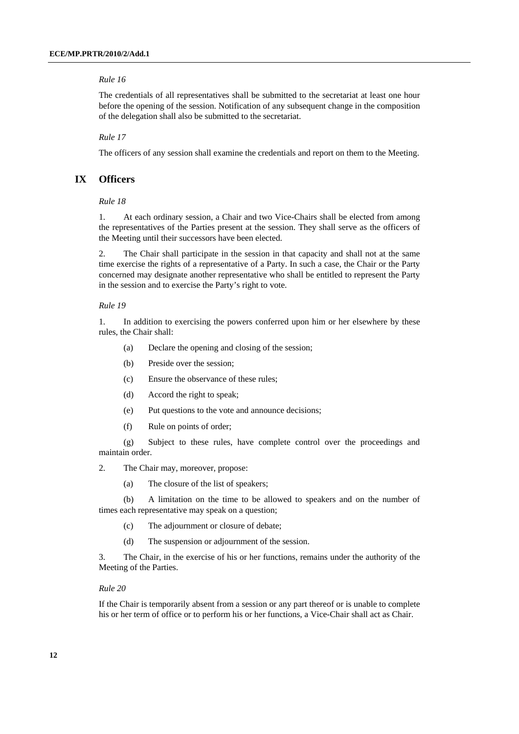*Rule 16*

The credentials of all representatives shall be submitted to the secretariat at least one hour before the opening of the session. Notification of any subsequent change in the composition of the delegation shall also be submitted to the secretariat.

*Rule 17*

The officers of any session shall examine the credentials and report on them to the Meeting.

## IX Officers

*Rule 18*

1. At each ordinary session, a Chair and two Vice-Chairs shall be elected from among the representatives of the Parties present at the session. They shall serve as the officers of the Meeting until their successors have been elected.

2. The Chair shall participate in the session in that capacity and shall not at the same time exercise the rights of a representative of a Party. In such a case, the Chair or the Party concerned may designate another representative who shall be entitled to represent the Party in the session and to exercise the Party's right to vote.

*Rule 19*

1. In addition to exercising the powers conferred upon him or her elsewhere by these rules, the Chair shall:

(a) Declare the opening and closing of the session;

(b) Preside over the session;

(c) Ensure the observance of these rules;

(d) Accord the right to speak;

(e) Put questions to the vote and announce decisions;

(f) Rule on points of order;

(g) Subject to these rules, have complete control over the proceedings and maintain order.

2. The Chair may, moreover, propose:

(a) The closure of the list of speakers;

(b) A limitation on the time to be allowed to speakers and on the number of times each representative may speak on a question;

(c) The adjournment or closure of debate;

(d) The suspension or adjournment of the session.

3. The Chair, in the exercise of his or her functions, remains under the authority of the Meeting of the Parties.

*Rule 20*

If the Chair is temporarily absent from a session or any part thereof or is unable to complete his or her term of office or to perform his or her functions, a Vice-Chair shall act as Chair.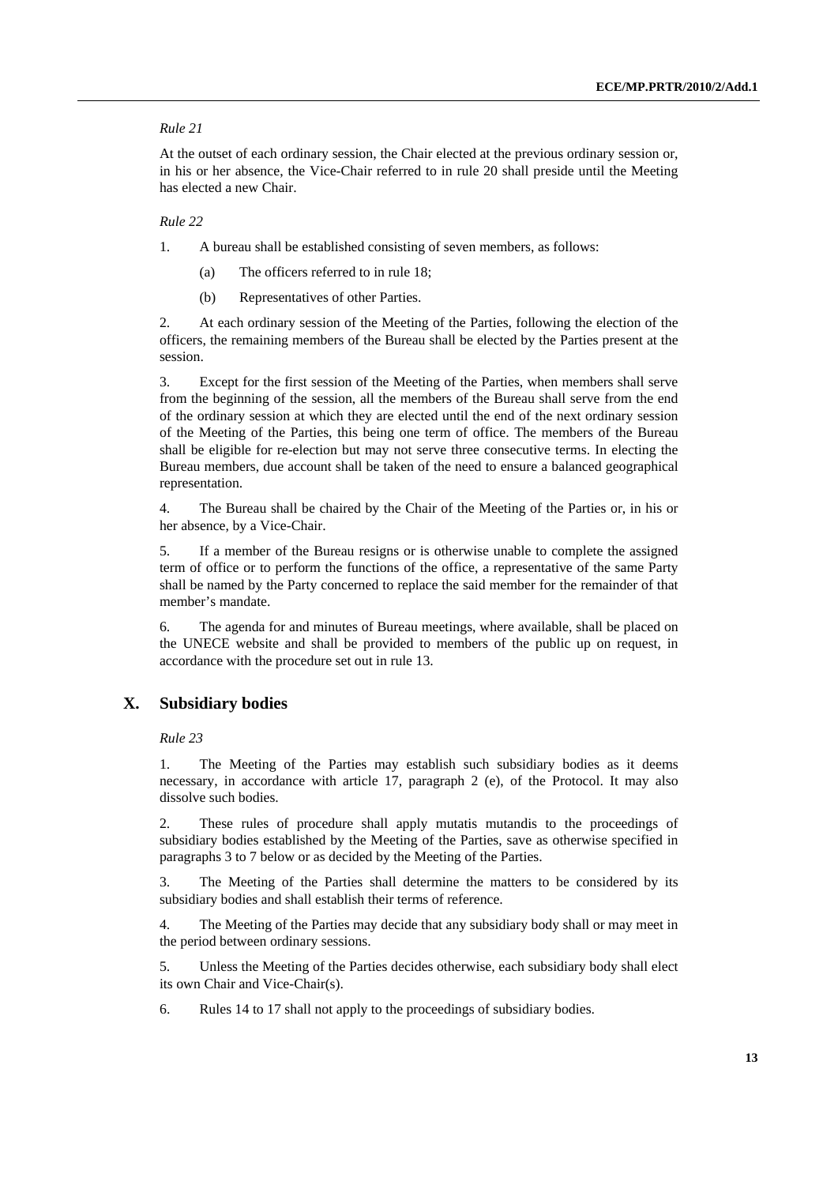*Rule 21*

At the outset of each ordinary session, the Chair elected at the previous ordinary session or, in his or her absence, the Vice-Chair referred to in rule 20 shall preside until the Meeting has elected a new Chair.

*Rule 22*

1. A bureau shall be established consisting of seven members, as follows:

   (a) The officers referred to in rule 18;

   (b) Representatives of other Parties.

2. At each ordinary session of the Meeting of the Parties, following the election of the officers, the remaining members of the Bureau shall be elected by the Parties present at the session.

3. Except for the first session of the Meeting of the Parties, when members shall serve from the beginning of the session, all the members of the Bureau shall serve from the end of the ordinary session at which they are elected until the end of the next ordinary session of the Meeting of the Parties, this being one term of office. The members of the Bureau shall be eligible for re-election but may not serve three consecutive terms. In electing the Bureau members, due account shall be taken of the need to ensure a balanced geographical representation.

4. The Bureau shall be chaired by the Chair of the Meeting of the Parties or, in his or her absence, by a Vice-Chair.

5. If a member of the Bureau resigns or is otherwise unable to complete the assigned term of office or to perform the functions of the office, a representative of the same Party shall be named by the Party concerned to replace the said member for the remainder of that member's mandate.

6. The agenda for and minutes of Bureau meetings, where available, shall be placed on the UNECE website and shall be provided to members of the public up on request, in accordance with the procedure set out in rule 13.

## X. Subsidiary bodies

*Rule 23*

1. The Meeting of the Parties may establish such subsidiary bodies as it deems necessary, in accordance with article 17, paragraph 2 (e), of the Protocol. It may also dissolve such bodies.

2. These rules of procedure shall apply mutatis mutandis to the proceedings of subsidiary bodies established by the Meeting of the Parties, save as otherwise specified in paragraphs 3 to 7 below or as decided by the Meeting of the Parties.

3. The Meeting of the Parties shall determine the matters to be considered by its subsidiary bodies and shall establish their terms of reference.

4. The Meeting of the Parties may decide that any subsidiary body shall or may meet in the period between ordinary sessions.

5. Unless the Meeting of the Parties decides otherwise, each subsidiary body shall elect its own Chair and Vice-Chair(s).

6. Rules 14 to 17 shall not apply to the proceedings of subsidiary bodies.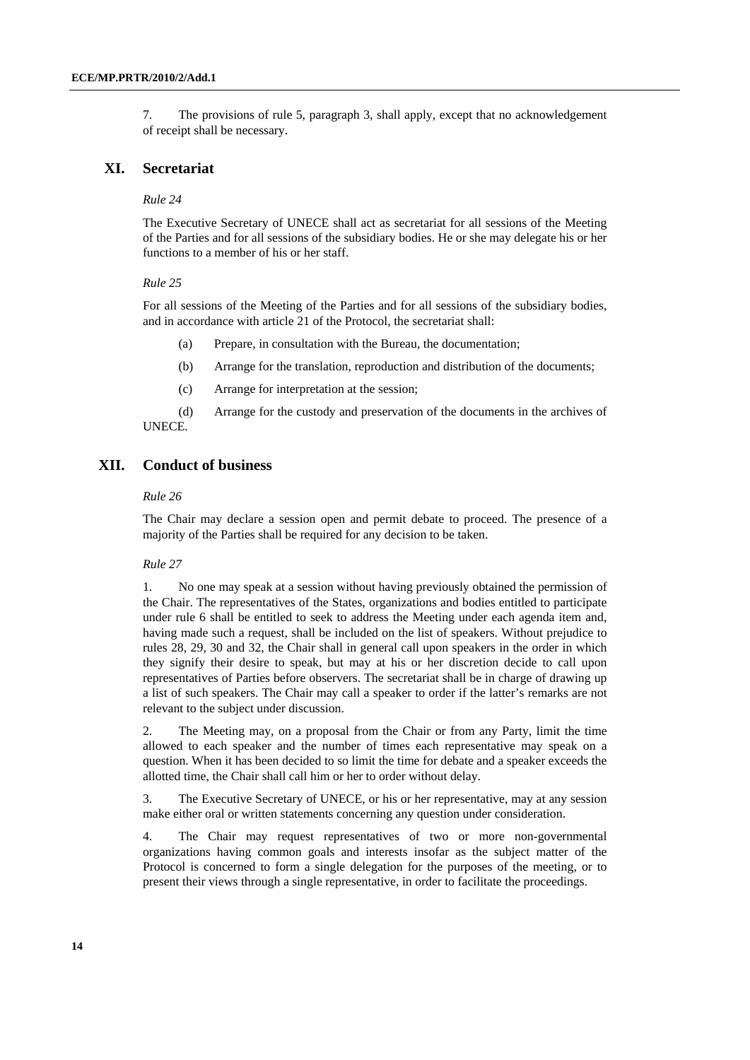7. The provisions of rule 5, paragraph 3, shall apply, except that no acknowledgement of receipt shall be necessary.

## XI. Secretariat

*Rule 24*

The Executive Secretary of UNECE shall act as secretariat for all sessions of the Meeting of the Parties and for all sessions of the subsidiary bodies. He or she may delegate his or her functions to a member of his or her staff.

*Rule 25*

For all sessions of the Meeting of the Parties and for all sessions of the subsidiary bodies, and in accordance with article 21 of the Protocol, the secretariat shall:

(a) Prepare, in consultation with the Bureau, the documentation;

(b) Arrange for the translation, reproduction and distribution of the documents;

(c) Arrange for interpretation at the session;

(d) Arrange for the custody and preservation of the documents in the archives of UNECE.

## XII. Conduct of business

*Rule 26*

The Chair may declare a session open and permit debate to proceed. The presence of a majority of the Parties shall be required for any decision to be taken.

*Rule 27*

1. No one may speak at a session without having previously obtained the permission of the Chair. The representatives of the States, organizations and bodies entitled to participate under rule 6 shall be entitled to seek to address the Meeting under each agenda item and, having made such a request, shall be included on the list of speakers. Without prejudice to rules 28, 29, 30 and 32, the Chair shall in general call upon speakers in the order in which they signify their desire to speak, but may at his or her discretion decide to call upon representatives of Parties before observers. The secretariat shall be in charge of drawing up a list of such speakers. The Chair may call a speaker to order if the latter's remarks are not relevant to the subject under discussion.

2. The Meeting may, on a proposal from the Chair or from any Party, limit the time allowed to each speaker and the number of times each representative may speak on a question. When it has been decided to so limit the time for debate and a speaker exceeds the allotted time, the Chair shall call him or her to order without delay.

3. The Executive Secretary of UNECE, or his or her representative, may at any session make either oral or written statements concerning any question under consideration.

4. The Chair may request representatives of two or more non-governmental organizations having common goals and interests insofar as the subject matter of the Protocol is concerned to form a single delegation for the purposes of the meeting, or to present their views through a single representative, in order to facilitate the proceedings.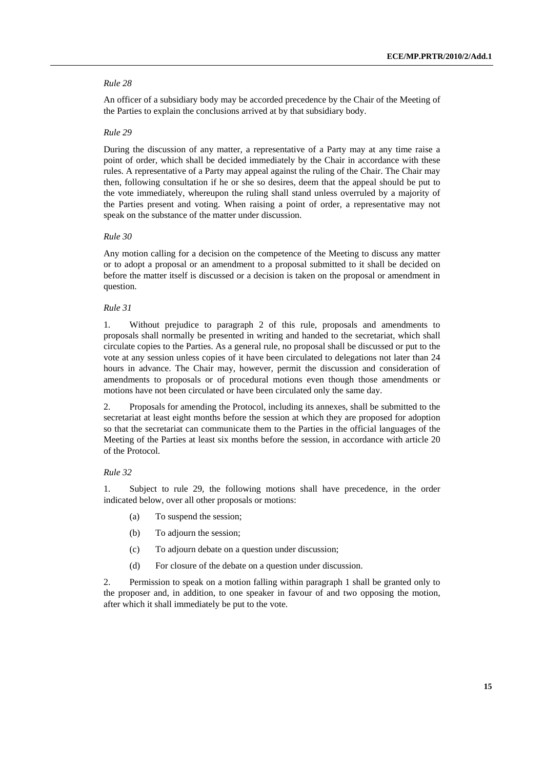*Rule 28*

An officer of a subsidiary body may be accorded precedence by the Chair of the Meeting of the Parties to explain the conclusions arrived at by that subsidiary body.

*Rule 29*

During the discussion of any matter, a representative of a Party may at any time raise a point of order, which shall be decided immediately by the Chair in accordance with these rules. A representative of a Party may appeal against the ruling of the Chair. The Chair may then, following consultation if he or she so desires, deem that the appeal should be put to the vote immediately, whereupon the ruling shall stand unless overruled by a majority of the Parties present and voting. When raising a point of order, a representative may not speak on the substance of the matter under discussion.

*Rule 30*

Any motion calling for a decision on the competence of the Meeting to discuss any matter or to adopt a proposal or an amendment to a proposal submitted to it shall be decided on before the matter itself is discussed or a decision is taken on the proposal or amendment in question.

*Rule 31*

1. Without prejudice to paragraph 2 of this rule, proposals and amendments to proposals shall normally be presented in writing and handed to the secretariat, which shall circulate copies to the Parties. As a general rule, no proposal shall be discussed or put to the vote at any session unless copies of it have been circulated to delegations not later than 24 hours in advance. The Chair may, however, permit the discussion and consideration of amendments to proposals or of procedural motions even though those amendments or motions have not been circulated or have been circulated only the same day.

2. Proposals for amending the Protocol, including its annexes, shall be submitted to the secretariat at least eight months before the session at which they are proposed for adoption so that the secretariat can communicate them to the Parties in the official languages of the Meeting of the Parties at least six months before the session, in accordance with article 20 of the Protocol.

*Rule 32*

1. Subject to rule 29, the following motions shall have precedence, in the order indicated below, over all other proposals or motions:

(a) To suspend the session;

(b) To adjourn the session;

(c) To adjourn debate on a question under discussion;

(d) For closure of the debate on a question under discussion.

2. Permission to speak on a motion falling within paragraph 1 shall be granted only to the proposer and, in addition, to one speaker in favour of and two opposing the motion, after which it shall immediately be put to the vote.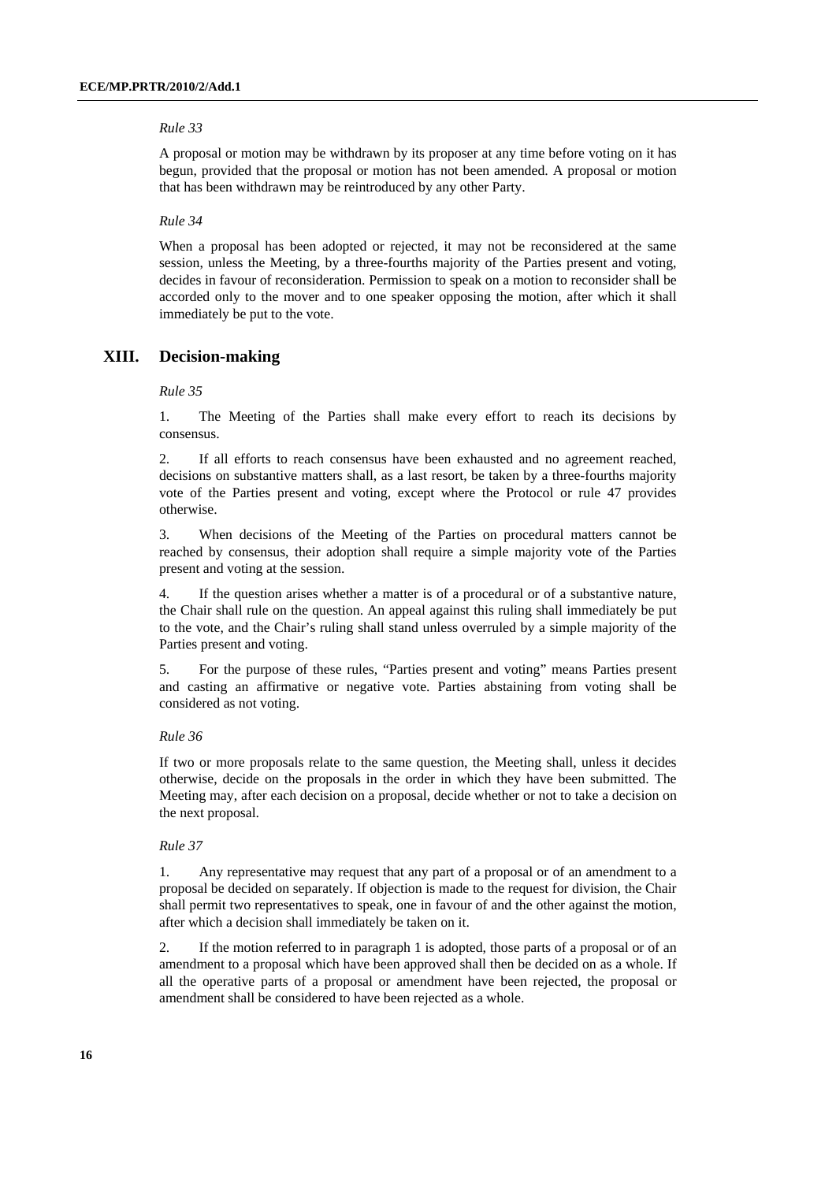*Rule 33*

A proposal or motion may be withdrawn by its proposer at any time before voting on it has begun, provided that the proposal or motion has not been amended. A proposal or motion that has been withdrawn may be reintroduced by any other Party.

*Rule 34*

When a proposal has been adopted or rejected, it may not be reconsidered at the same session, unless the Meeting, by a three-fourths majority of the Parties present and voting, decides in favour of reconsideration. Permission to speak on a motion to reconsider shall be accorded only to the mover and to one speaker opposing the motion, after which it shall immediately be put to the vote.

## XIII. Decision-making

*Rule 35*

1. The Meeting of the Parties shall make every effort to reach its decisions by consensus.

2. If all efforts to reach consensus have been exhausted and no agreement reached, decisions on substantive matters shall, as a last resort, be taken by a three-fourths majority vote of the Parties present and voting, except where the Protocol or rule 47 provides otherwise.

3. When decisions of the Meeting of the Parties on procedural matters cannot be reached by consensus, their adoption shall require a simple majority vote of the Parties present and voting at the session.

4. If the question arises whether a matter is of a procedural or of a substantive nature, the Chair shall rule on the question. An appeal against this ruling shall immediately be put to the vote, and the Chair's ruling shall stand unless overruled by a simple majority of the Parties present and voting.

5. For the purpose of these rules, "Parties present and voting" means Parties present and casting an affirmative or negative vote. Parties abstaining from voting shall be considered as not voting.

*Rule 36*

If two or more proposals relate to the same question, the Meeting shall, unless it decides otherwise, decide on the proposals in the order in which they have been submitted. The Meeting may, after each decision on a proposal, decide whether or not to take a decision on the next proposal.

*Rule 37*

1. Any representative may request that any part of a proposal or of an amendment to a proposal be decided on separately. If objection is made to the request for division, the Chair shall permit two representatives to speak, one in favour of and the other against the motion, after which a decision shall immediately be taken on it.

2. If the motion referred to in paragraph 1 is adopted, those parts of a proposal or of an amendment to a proposal which have been approved shall then be decided on as a whole. If all the operative parts of a proposal or amendment have been rejected, the proposal or amendment shall be considered to have been rejected as a whole.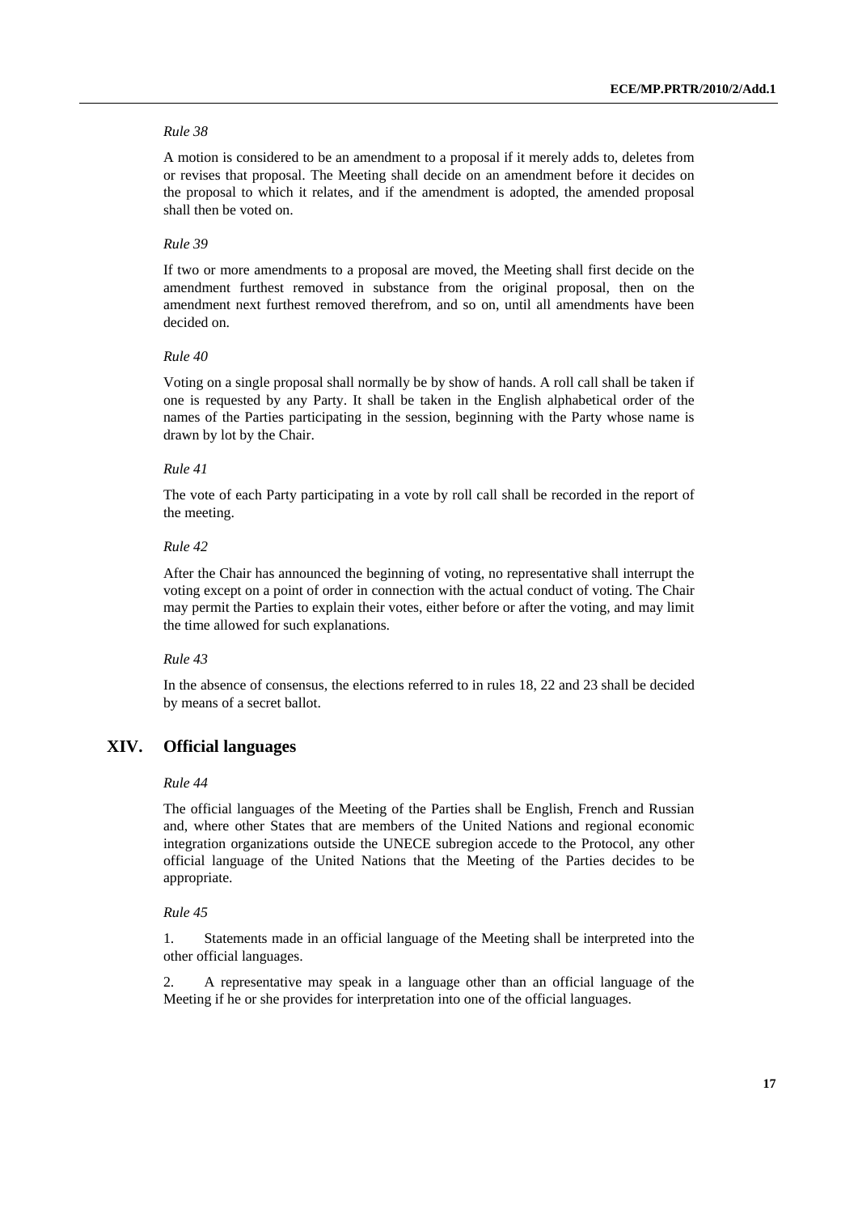*Rule 38*

A motion is considered to be an amendment to a proposal if it merely adds to, deletes from or revises that proposal. The Meeting shall decide on an amendment before it decides on the proposal to which it relates, and if the amendment is adopted, the amended proposal shall then be voted on.

*Rule 39*

If two or more amendments to a proposal are moved, the Meeting shall first decide on the amendment furthest removed in substance from the original proposal, then on the amendment next furthest removed therefrom, and so on, until all amendments have been decided on.

*Rule 40*

Voting on a single proposal shall normally be by show of hands. A roll call shall be taken if one is requested by any Party. It shall be taken in the English alphabetical order of the names of the Parties participating in the session, beginning with the Party whose name is drawn by lot by the Chair.

*Rule 41*

The vote of each Party participating in a vote by roll call shall be recorded in the report of the meeting.

*Rule 42*

After the Chair has announced the beginning of voting, no representative shall interrupt the voting except on a point of order in connection with the actual conduct of voting. The Chair may permit the Parties to explain their votes, either before or after the voting, and may limit the time allowed for such explanations.

*Rule 43*

In the absence of consensus, the elections referred to in rules 18, 22 and 23 shall be decided by means of a secret ballot.

## XIV. Official languages

*Rule 44*

The official languages of the Meeting of the Parties shall be English, French and Russian and, where other States that are members of the United Nations and regional economic integration organizations outside the UNECE subregion accede to the Protocol, any other official language of the United Nations that the Meeting of the Parties decides to be appropriate.

*Rule 45*

1. Statements made in an official language of the Meeting shall be interpreted into the other official languages.

2. A representative may speak in a language other than an official language of the Meeting if he or she provides for interpretation into one of the official languages.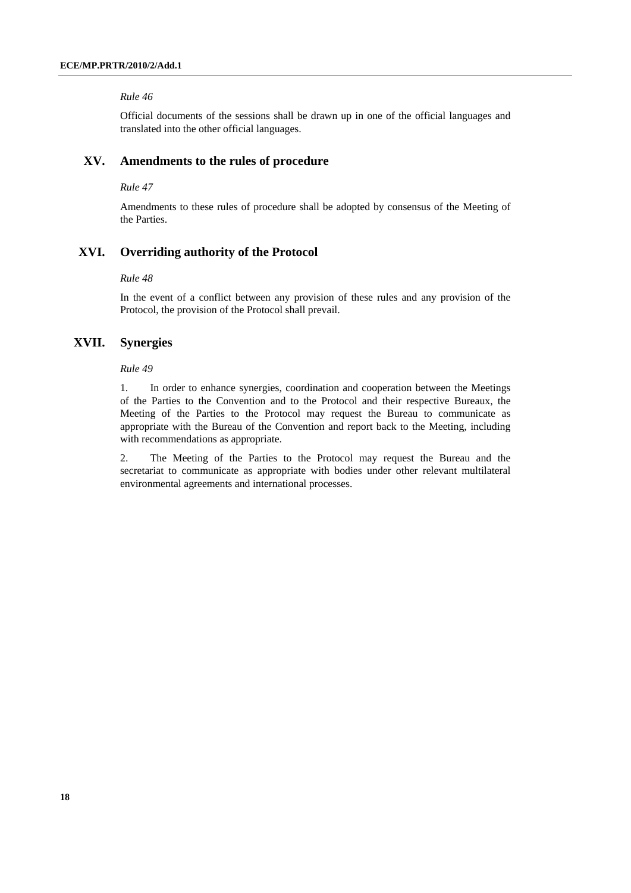*Rule 46*

Official documents of the sessions shall be drawn up in one of the official languages and translated into the other official languages.

## XV. Amendments to the rules of procedure

*Rule 47*

Amendments to these rules of procedure shall be adopted by consensus of the Meeting of the Parties.

## XVI. Overriding authority of the Protocol

*Rule 48*

In the event of a conflict between any provision of these rules and any provision of the Protocol, the provision of the Protocol shall prevail.

## XVII. Synergies

*Rule 49*

1. In order to enhance synergies, coordination and cooperation between the Meetings of the Parties to the Convention and to the Protocol and their respective Bureaux, the Meeting of the Parties to the Protocol may request the Bureau to communicate as appropriate with the Bureau of the Convention and report back to the Meeting, including with recommendations as appropriate.

2. The Meeting of the Parties to the Protocol may request the Bureau and the secretariat to communicate as appropriate with bodies under other relevant multilateral environmental agreements and international processes.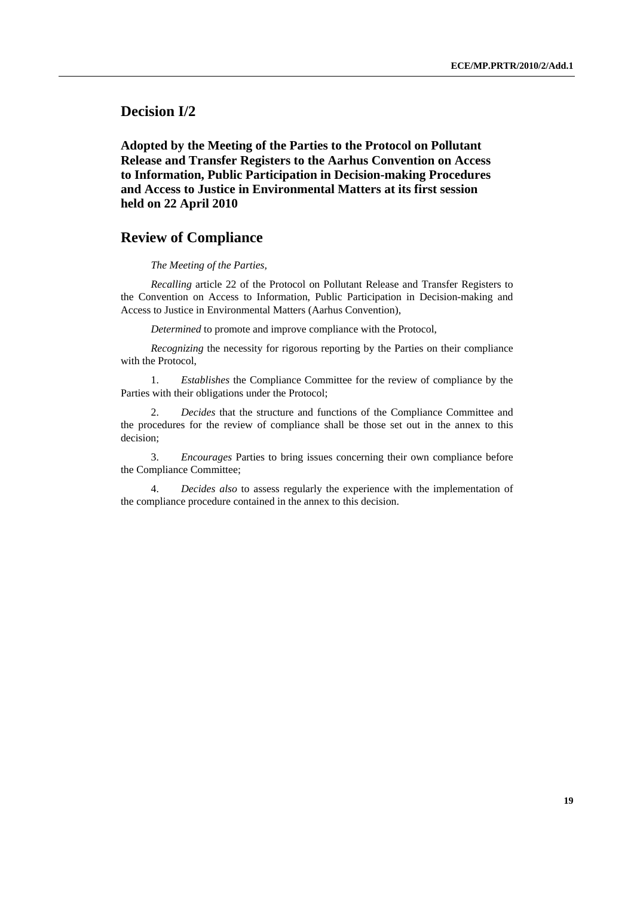## Decision I/2

### Adopted by the Meeting of the Parties to the Protocol on Pollutant Release and Transfer Registers to the Aarhus Convention on Access to Information, Public Participation in Decision-making Procedures and Access to Justice in Environmental Matters at its first session held on 22 April 2010

## Review of Compliance

*The Meeting of the Parties,*

*Recalling* article 22 of the Protocol on Pollutant Release and Transfer Registers to the Convention on Access to Information, Public Participation in Decision-making and Access to Justice in Environmental Matters (Aarhus Convention),

*Determined* to promote and improve compliance with the Protocol,

*Recognizing* the necessity for rigorous reporting by the Parties on their compliance with the Protocol,

1. *Establishes* the Compliance Committee for the review of compliance by the Parties with their obligations under the Protocol;

2. *Decides* that the structure and functions of the Compliance Committee and the procedures for the review of compliance shall be those set out in the annex to this decision;

3. *Encourages* Parties to bring issues concerning their own compliance before the Compliance Committee;

4. *Decides also* to assess regularly the experience with the implementation of the compliance procedure contained in the annex to this decision.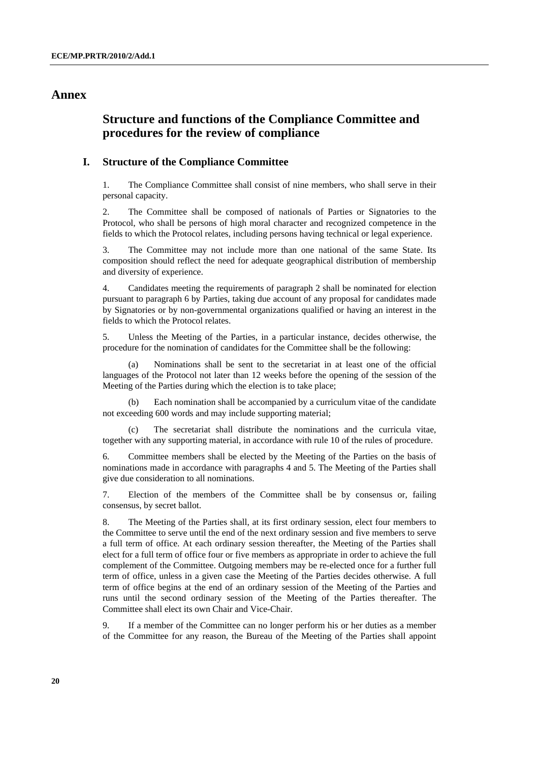# Annex

## Structure and functions of the Compliance Committee and procedures for the review of compliance

### I. Structure of the Compliance Committee

1. The Compliance Committee shall consist of nine members, who shall serve in their personal capacity.

2. The Committee shall be composed of nationals of Parties or Signatories to the Protocol, who shall be persons of high moral character and recognized competence in the fields to which the Protocol relates, including persons having technical or legal experience.

3. The Committee may not include more than one national of the same State. Its composition should reflect the need for adequate geographical distribution of membership and diversity of experience.

4. Candidates meeting the requirements of paragraph 2 shall be nominated for election pursuant to paragraph 6 by Parties, taking due account of any proposal for candidates made by Signatories or by non-governmental organizations qualified or having an interest in the fields to which the Protocol relates.

5. Unless the Meeting of the Parties, in a particular instance, decides otherwise, the procedure for the nomination of candidates for the Committee shall be the following:

(a) Nominations shall be sent to the secretariat in at least one of the official languages of the Protocol not later than 12 weeks before the opening of the session of the Meeting of the Parties during which the election is to take place;

(b) Each nomination shall be accompanied by a curriculum vitae of the candidate not exceeding 600 words and may include supporting material;

(c) The secretariat shall distribute the nominations and the curricula vitae, together with any supporting material, in accordance with rule 10 of the rules of procedure.

6. Committee members shall be elected by the Meeting of the Parties on the basis of nominations made in accordance with paragraphs 4 and 5. The Meeting of the Parties shall give due consideration to all nominations.

7. Election of the members of the Committee shall be by consensus or, failing consensus, by secret ballot.

8. The Meeting of the Parties shall, at its first ordinary session, elect four members to the Committee to serve until the end of the next ordinary session and five members to serve a full term of office. At each ordinary session thereafter, the Meeting of the Parties shall elect for a full term of office four or five members as appropriate in order to achieve the full complement of the Committee. Outgoing members may be re-elected once for a further full term of office, unless in a given case the Meeting of the Parties decides otherwise. A full term of office begins at the end of an ordinary session of the Meeting of the Parties and runs until the second ordinary session of the Meeting of the Parties thereafter. The Committee shall elect its own Chair and Vice-Chair.

9. If a member of the Committee can no longer perform his or her duties as a member of the Committee for any reason, the Bureau of the Meeting of the Parties shall appoint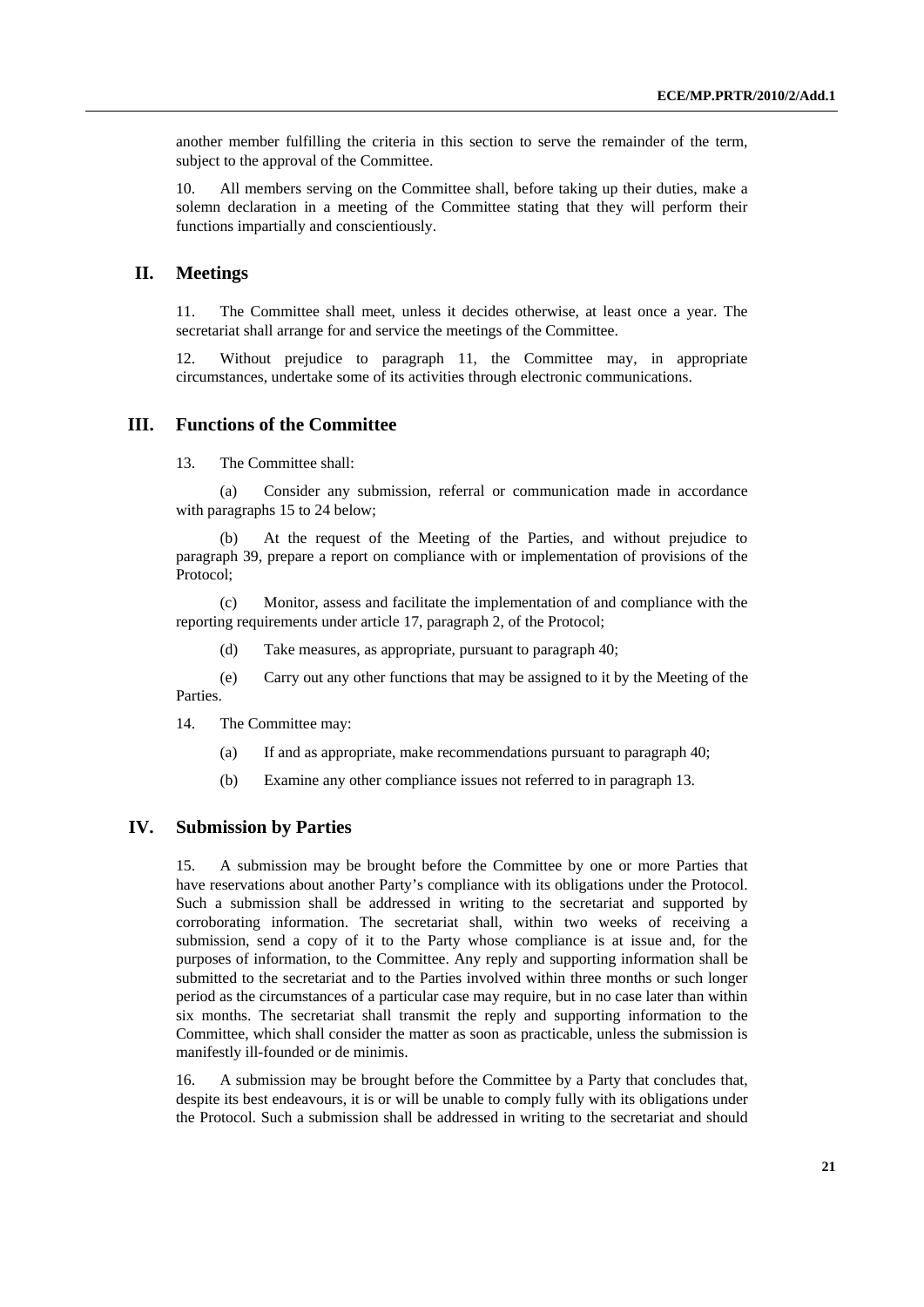another member fulfilling the criteria in this section to serve the remainder of the term, subject to the approval of the Committee.

10. All members serving on the Committee shall, before taking up their duties, make a solemn declaration in a meeting of the Committee stating that they will perform their functions impartially and conscientiously.

## II. Meetings

11. The Committee shall meet, unless it decides otherwise, at least once a year. The secretariat shall arrange for and service the meetings of the Committee.

12. Without prejudice to paragraph 11, the Committee may, in appropriate circumstances, undertake some of its activities through electronic communications.

## III. Functions of the Committee

13. The Committee shall:

(a) Consider any submission, referral or communication made in accordance with paragraphs 15 to 24 below;

(b) At the request of the Meeting of the Parties, and without prejudice to paragraph 39, prepare a report on compliance with or implementation of provisions of the Protocol;

(c) Monitor, assess and facilitate the implementation of and compliance with the reporting requirements under article 17, paragraph 2, of the Protocol;

(d) Take measures, as appropriate, pursuant to paragraph 40;

(e) Carry out any other functions that may be assigned to it by the Meeting of the Parties.

14. The Committee may:

(a) If and as appropriate, make recommendations pursuant to paragraph 40;

(b) Examine any other compliance issues not referred to in paragraph 13.

## IV. Submission by Parties

15. A submission may be brought before the Committee by one or more Parties that have reservations about another Party's compliance with its obligations under the Protocol. Such a submission shall be addressed in writing to the secretariat and supported by corroborating information. The secretariat shall, within two weeks of receiving a submission, send a copy of it to the Party whose compliance is at issue and, for the purposes of information, to the Committee. Any reply and supporting information shall be submitted to the secretariat and to the Parties involved within three months or such longer period as the circumstances of a particular case may require, but in no case later than within six months. The secretariat shall transmit the reply and supporting information to the Committee, which shall consider the matter as soon as practicable, unless the submission is manifestly ill-founded or de minimis.

16. A submission may be brought before the Committee by a Party that concludes that, despite its best endeavours, it is or will be unable to comply fully with its obligations under the Protocol. Such a submission shall be addressed in writing to the secretariat and should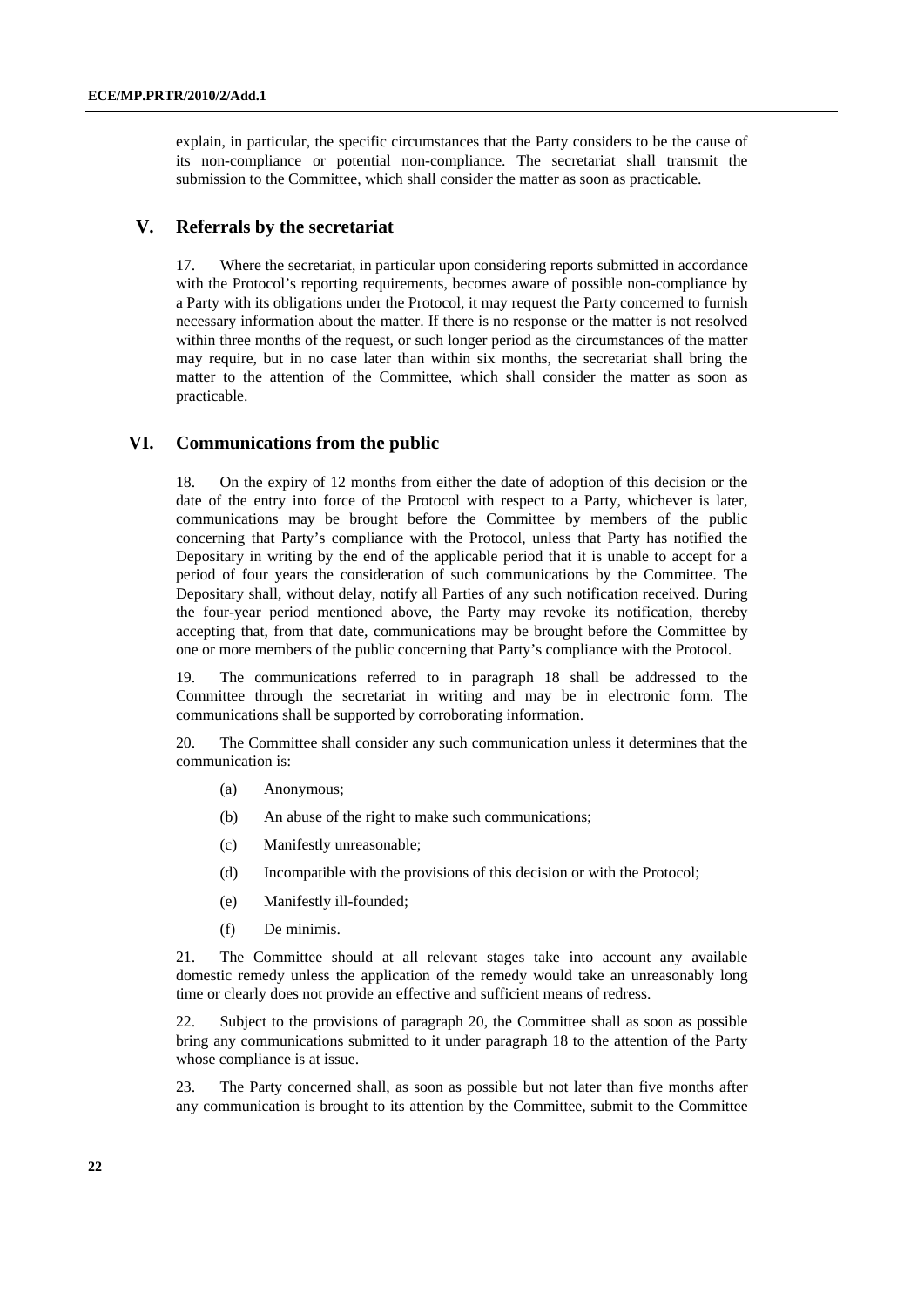explain, in particular, the specific circumstances that the Party considers to be the cause of its non-compliance or potential non-compliance. The secretariat shall transmit the submission to the Committee, which shall consider the matter as soon as practicable.

## V. Referrals by the secretariat

17. Where the secretariat, in particular upon considering reports submitted in accordance with the Protocol's reporting requirements, becomes aware of possible non-compliance by a Party with its obligations under the Protocol, it may request the Party concerned to furnish necessary information about the matter. If there is no response or the matter is not resolved within three months of the request, or such longer period as the circumstances of the matter may require, but in no case later than within six months, the secretariat shall bring the matter to the attention of the Committee, which shall consider the matter as soon as practicable.

## VI. Communications from the public

18. On the expiry of 12 months from either the date of adoption of this decision or the date of the entry into force of the Protocol with respect to a Party, whichever is later, communications may be brought before the Committee by members of the public concerning that Party's compliance with the Protocol, unless that Party has notified the Depositary in writing by the end of the applicable period that it is unable to accept for a period of four years the consideration of such communications by the Committee. The Depositary shall, without delay, notify all Parties of any such notification received. During the four-year period mentioned above, the Party may revoke its notification, thereby accepting that, from that date, communications may be brought before the Committee by one or more members of the public concerning that Party's compliance with the Protocol.

19. The communications referred to in paragraph 18 shall be addressed to the Committee through the secretariat in writing and may be in electronic form. The communications shall be supported by corroborating information.

20. The Committee shall consider any such communication unless it determines that the communication is:

(a) Anonymous;

(b) An abuse of the right to make such communications;

(c) Manifestly unreasonable;

(d) Incompatible with the provisions of this decision or with the Protocol;

(e) Manifestly ill-founded;

(f) De minimis.

21. The Committee should at all relevant stages take into account any available domestic remedy unless the application of the remedy would take an unreasonably long time or clearly does not provide an effective and sufficient means of redress.

22. Subject to the provisions of paragraph 20, the Committee shall as soon as possible bring any communications submitted to it under paragraph 18 to the attention of the Party whose compliance is at issue.

23. The Party concerned shall, as soon as possible but not later than five months after any communication is brought to its attention by the Committee, submit to the Committee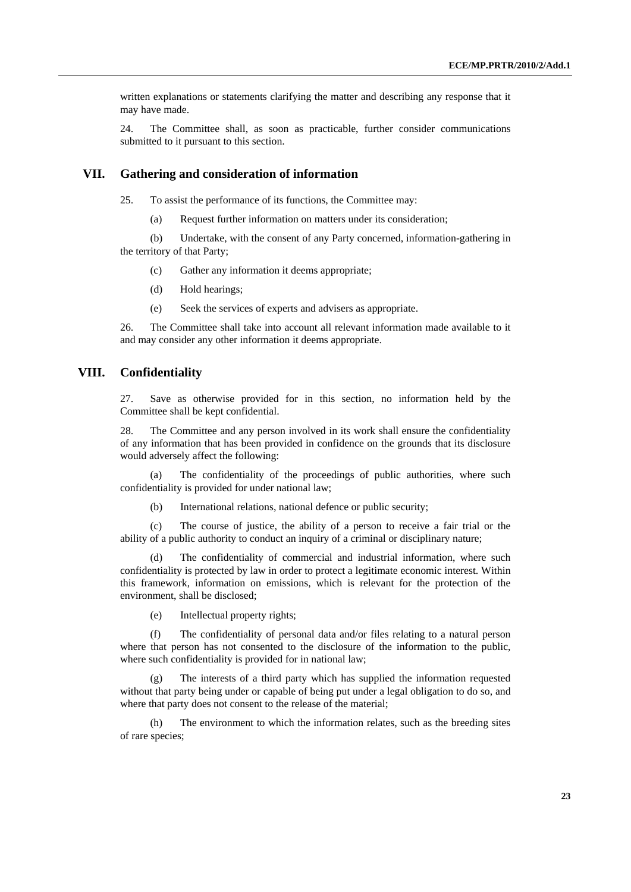written explanations or statements clarifying the matter and describing any response that it may have made.

24. The Committee shall, as soon as practicable, further consider communications submitted to it pursuant to this section.

## VII. Gathering and consideration of information

25. To assist the performance of its functions, the Committee may:

(a) Request further information on matters under its consideration;

(b) Undertake, with the consent of any Party concerned, information-gathering in the territory of that Party;

(c) Gather any information it deems appropriate;

(d) Hold hearings;

(e) Seek the services of experts and advisers as appropriate.

26. The Committee shall take into account all relevant information made available to it and may consider any other information it deems appropriate.

## VIII. Confidentiality

27. Save as otherwise provided for in this section, no information held by the Committee shall be kept confidential.

28. The Committee and any person involved in its work shall ensure the confidentiality of any information that has been provided in confidence on the grounds that its disclosure would adversely affect the following:

(a) The confidentiality of the proceedings of public authorities, where such confidentiality is provided for under national law;

(b) International relations, national defence or public security;

(c) The course of justice, the ability of a person to receive a fair trial or the ability of a public authority to conduct an inquiry of a criminal or disciplinary nature;

(d) The confidentiality of commercial and industrial information, where such confidentiality is protected by law in order to protect a legitimate economic interest. Within this framework, information on emissions, which is relevant for the protection of the environment, shall be disclosed;

(e) Intellectual property rights;

(f) The confidentiality of personal data and/or files relating to a natural person where that person has not consented to the disclosure of the information to the public, where such confidentiality is provided for in national law;

(g) The interests of a third party which has supplied the information requested without that party being under or capable of being put under a legal obligation to do so, and where that party does not consent to the release of the material;

(h) The environment to which the information relates, such as the breeding sites of rare species;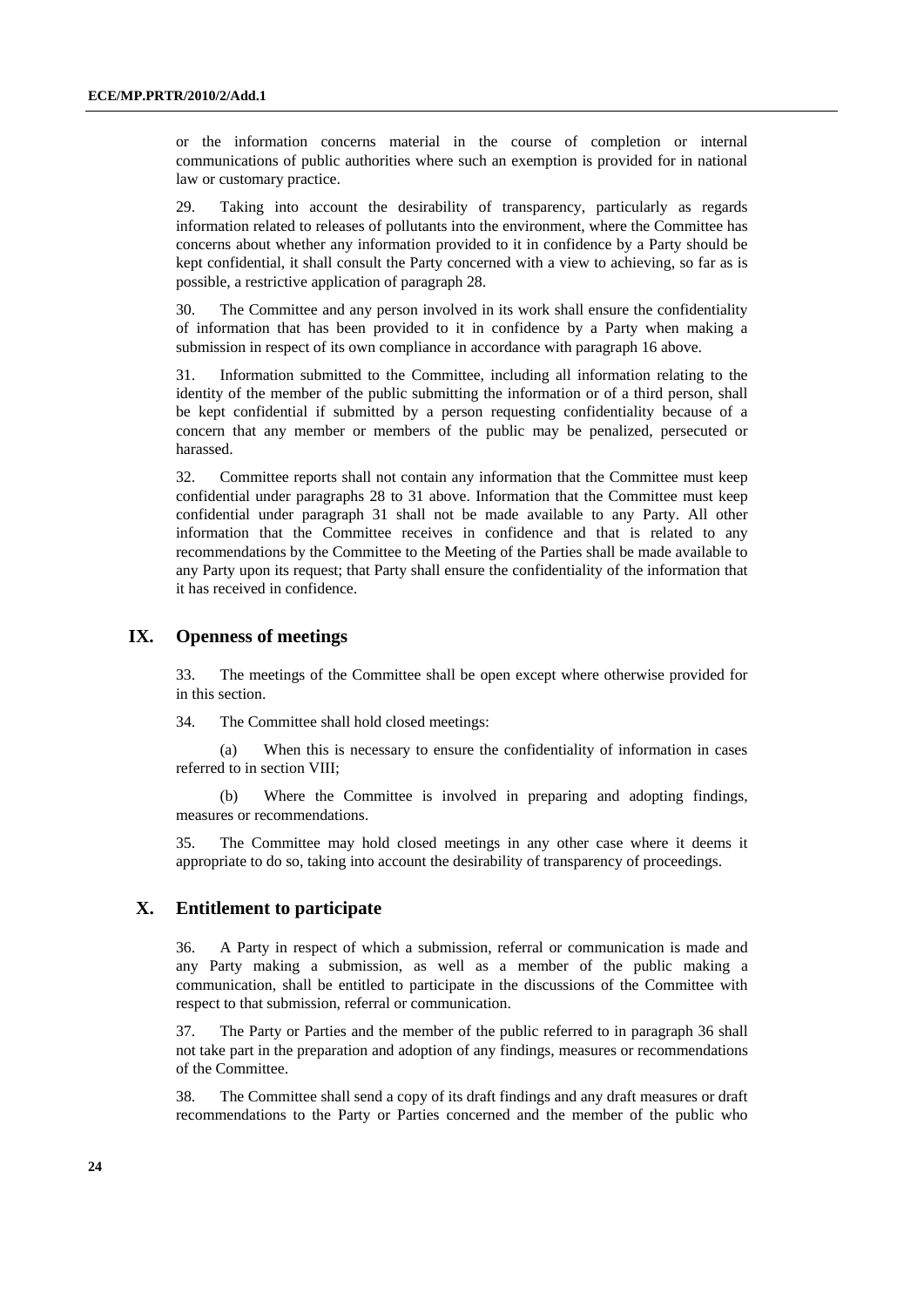or the information concerns material in the course of completion or internal communications of public authorities where such an exemption is provided for in national law or customary practice.

29. Taking into account the desirability of transparency, particularly as regards information related to releases of pollutants into the environment, where the Committee has concerns about whether any information provided to it in confidence by a Party should be kept confidential, it shall consult the Party concerned with a view to achieving, so far as is possible, a restrictive application of paragraph 28.

30. The Committee and any person involved in its work shall ensure the confidentiality of information that has been provided to it in confidence by a Party when making a submission in respect of its own compliance in accordance with paragraph 16 above.

31. Information submitted to the Committee, including all information relating to the identity of the member of the public submitting the information or of a third person, shall be kept confidential if submitted by a person requesting confidentiality because of a concern that any member or members of the public may be penalized, persecuted or harassed.

32. Committee reports shall not contain any information that the Committee must keep confidential under paragraphs 28 to 31 above. Information that the Committee must keep confidential under paragraph 31 shall not be made available to any Party. All other information that the Committee receives in confidence and that is related to any recommendations by the Committee to the Meeting of the Parties shall be made available to any Party upon its request; that Party shall ensure the confidentiality of the information that it has received in confidence.

## IX. Openness of meetings

33. The meetings of the Committee shall be open except where otherwise provided for in this section.

34. The Committee shall hold closed meetings:

(a) When this is necessary to ensure the confidentiality of information in cases referred to in section VIII;

(b) Where the Committee is involved in preparing and adopting findings, measures or recommendations.

35. The Committee may hold closed meetings in any other case where it deems it appropriate to do so, taking into account the desirability of transparency of proceedings.

## X. Entitlement to participate

36. A Party in respect of which a submission, referral or communication is made and any Party making a submission, as well as a member of the public making a communication, shall be entitled to participate in the discussions of the Committee with respect to that submission, referral or communication.

37. The Party or Parties and the member of the public referred to in paragraph 36 shall not take part in the preparation and adoption of any findings, measures or recommendations of the Committee.

38. The Committee shall send a copy of its draft findings and any draft measures or draft recommendations to the Party or Parties concerned and the member of the public who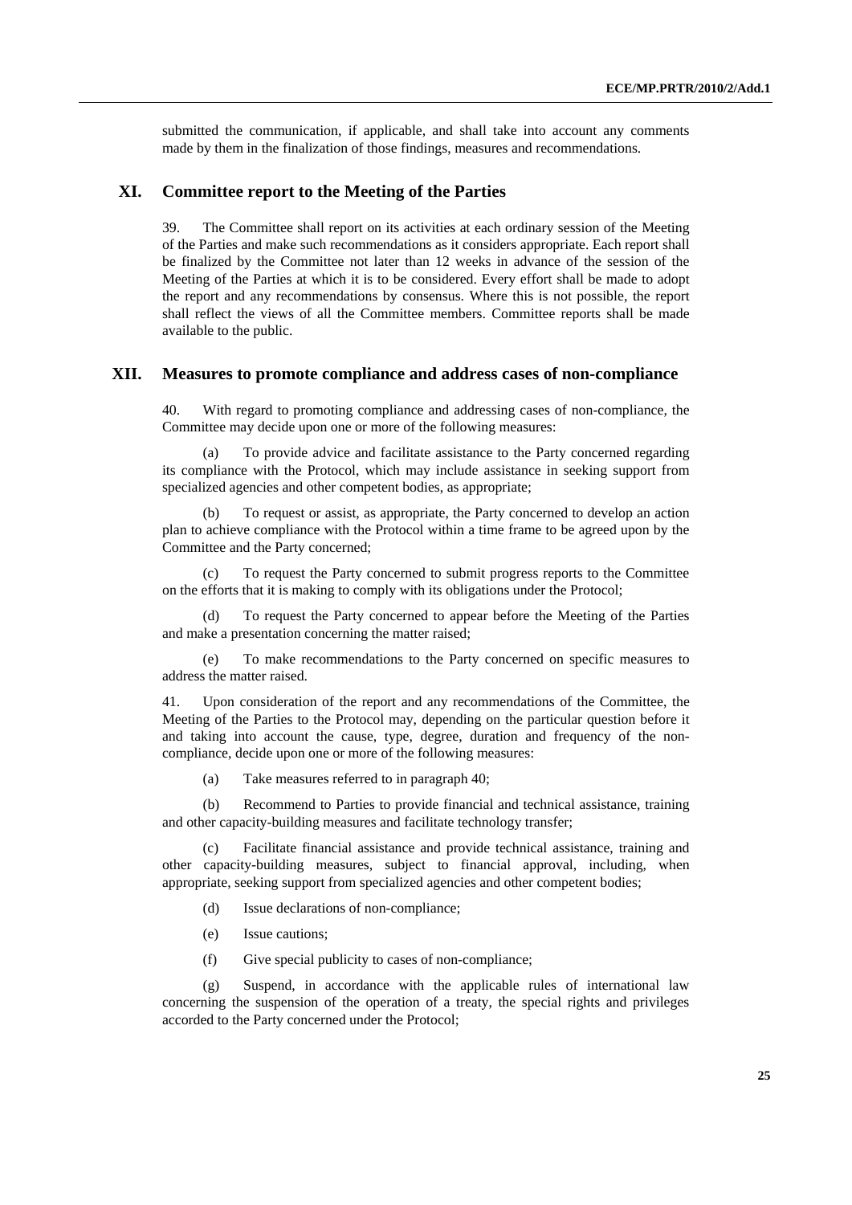submitted the communication, if applicable, and shall take into account any comments made by them in the finalization of those findings, measures and recommendations.

## XI. Committee report to the Meeting of the Parties

39. The Committee shall report on its activities at each ordinary session of the Meeting of the Parties and make such recommendations as it considers appropriate. Each report shall be finalized by the Committee not later than 12 weeks in advance of the session of the Meeting of the Parties at which it is to be considered. Every effort shall be made to adopt the report and any recommendations by consensus. Where this is not possible, the report shall reflect the views of all the Committee members. Committee reports shall be made available to the public.

## XII. Measures to promote compliance and address cases of non-compliance

40. With regard to promoting compliance and addressing cases of non-compliance, the Committee may decide upon one or more of the following measures:

(a) To provide advice and facilitate assistance to the Party concerned regarding its compliance with the Protocol, which may include assistance in seeking support from specialized agencies and other competent bodies, as appropriate;

(b) To request or assist, as appropriate, the Party concerned to develop an action plan to achieve compliance with the Protocol within a time frame to be agreed upon by the Committee and the Party concerned;

(c) To request the Party concerned to submit progress reports to the Committee on the efforts that it is making to comply with its obligations under the Protocol;

(d) To request the Party concerned to appear before the Meeting of the Parties and make a presentation concerning the matter raised;

(e) To make recommendations to the Party concerned on specific measures to address the matter raised.

41. Upon consideration of the report and any recommendations of the Committee, the Meeting of the Parties to the Protocol may, depending on the particular question before it and taking into account the cause, type, degree, duration and frequency of the non-compliance, decide upon one or more of the following measures:

(a) Take measures referred to in paragraph 40;

(b) Recommend to Parties to provide financial and technical assistance, training and other capacity-building measures and facilitate technology transfer;

(c) Facilitate financial assistance and provide technical assistance, training and other capacity-building measures, subject to financial approval, including, when appropriate, seeking support from specialized agencies and other competent bodies;

(d) Issue declarations of non-compliance;

(e) Issue cautions;

(f) Give special publicity to cases of non-compliance;

(g) Suspend, in accordance with the applicable rules of international law concerning the suspension of the operation of a treaty, the special rights and privileges accorded to the Party concerned under the Protocol;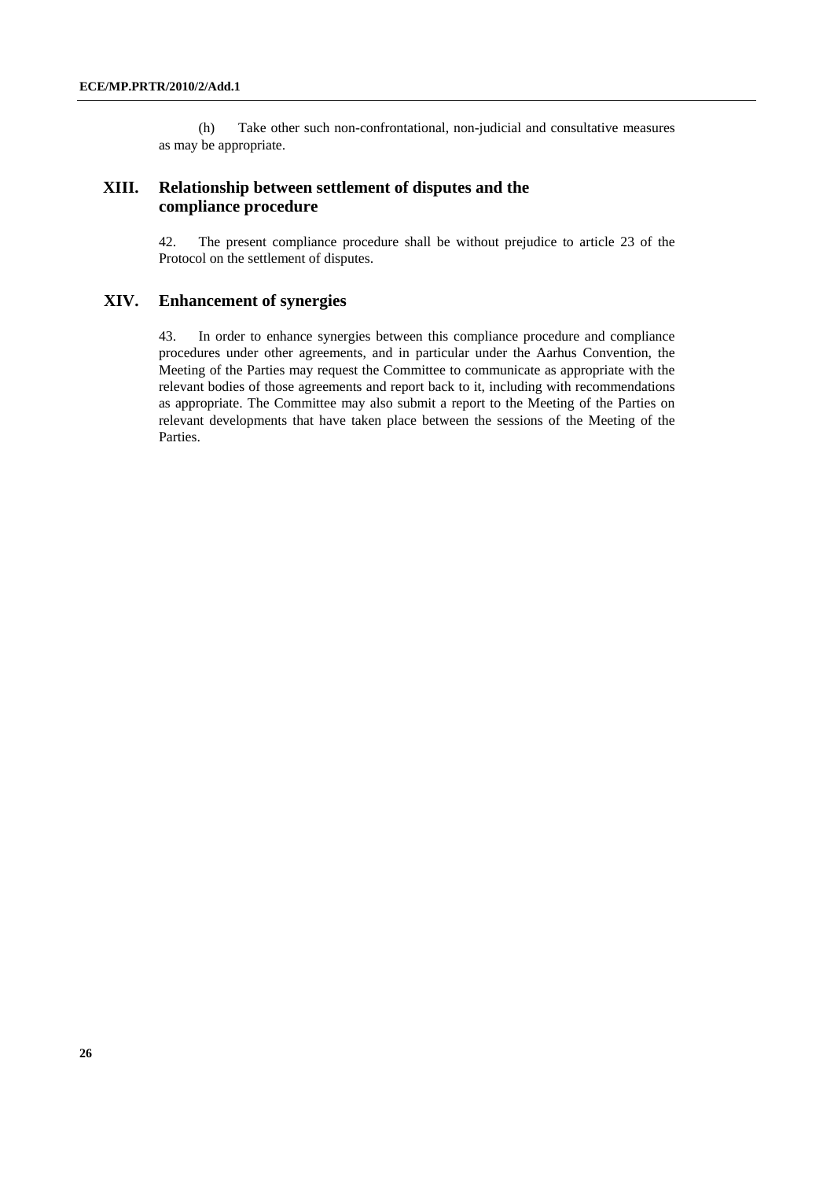(h) Take other such non-confrontational, non-judicial and consultative measures as may be appropriate.

## XIII. Relationship between settlement of disputes and the compliance procedure

42. The present compliance procedure shall be without prejudice to article 23 of the Protocol on the settlement of disputes.

## XIV. Enhancement of synergies

43. In order to enhance synergies between this compliance procedure and compliance procedures under other agreements, and in particular under the Aarhus Convention, the Meeting of the Parties may request the Committee to communicate as appropriate with the relevant bodies of those agreements and report back to it, including with recommendations as appropriate. The Committee may also submit a report to the Meeting of the Parties on relevant developments that have taken place between the sessions of the Meeting of the Parties.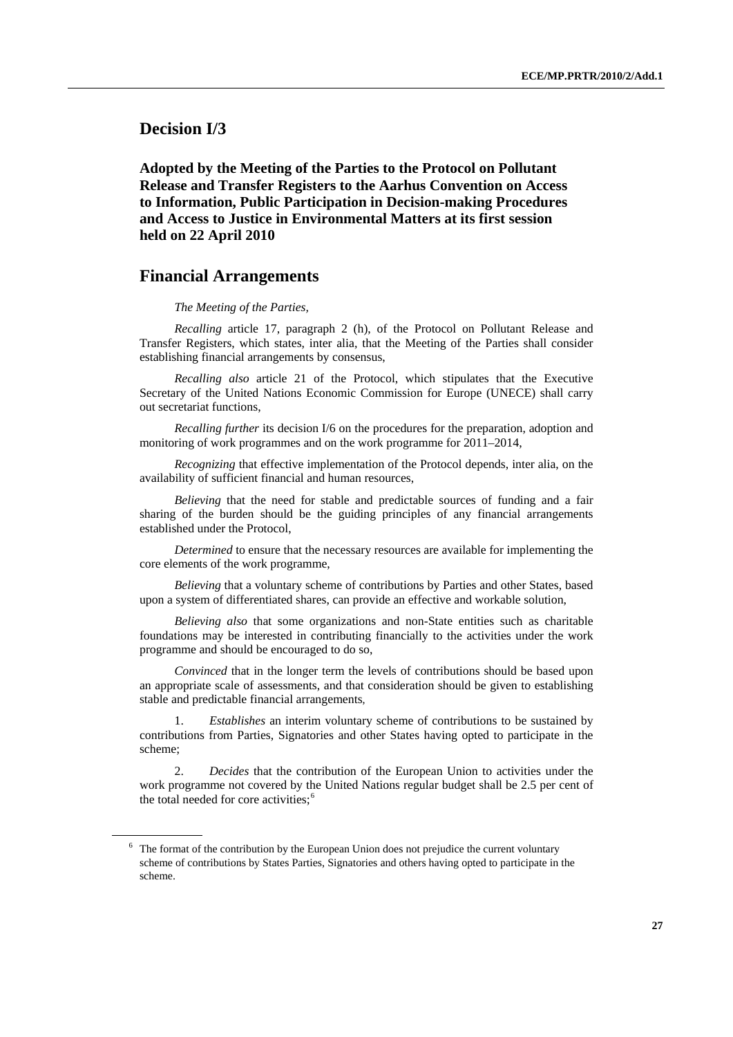## Decision I/3

### Adopted by the Meeting of the Parties to the Protocol on Pollutant Release and Transfer Registers to the Aarhus Convention on Access to Information, Public Participation in Decision-making Procedures and Access to Justice in Environmental Matters at its first session held on 22 April 2010

## Financial Arrangements

*The Meeting of the Parties,*

*Recalling* article 17, paragraph 2 (h), of the Protocol on Pollutant Release and Transfer Registers, which states, inter alia, that the Meeting of the Parties shall consider establishing financial arrangements by consensus,

*Recalling also* article 21 of the Protocol, which stipulates that the Executive Secretary of the United Nations Economic Commission for Europe (UNECE) shall carry out secretariat functions,

*Recalling further* its decision I/6 on the procedures for the preparation, adoption and monitoring of work programmes and on the work programme for 2011–2014,

*Recognizing* that effective implementation of the Protocol depends, inter alia, on the availability of sufficient financial and human resources,

*Believing* that the need for stable and predictable sources of funding and a fair sharing of the burden should be the guiding principles of any financial arrangements established under the Protocol,

*Determined* to ensure that the necessary resources are available for implementing the core elements of the work programme,

*Believing* that a voluntary scheme of contributions by Parties and other States, based upon a system of differentiated shares, can provide an effective and workable solution,

*Believing also* that some organizations and non-State entities such as charitable foundations may be interested in contributing financially to the activities under the work programme and should be encouraged to do so,

*Convinced* that in the longer term the levels of contributions should be based upon an appropriate scale of assessments, and that consideration should be given to establishing stable and predictable financial arrangements,

1. *Establishes* an interim voluntary scheme of contributions to be sustained by contributions from Parties, Signatories and other States having opted to participate in the scheme;

2. *Decides* that the contribution of the European Union to activities under the work programme not covered by the United Nations regular budget shall be 2.5 per cent of the total needed for core activities;[6]

[6] The format of the contribution by the European Union does not prejudice the current voluntary scheme of contributions by States Parties, Signatories and others having opted to participate in the scheme.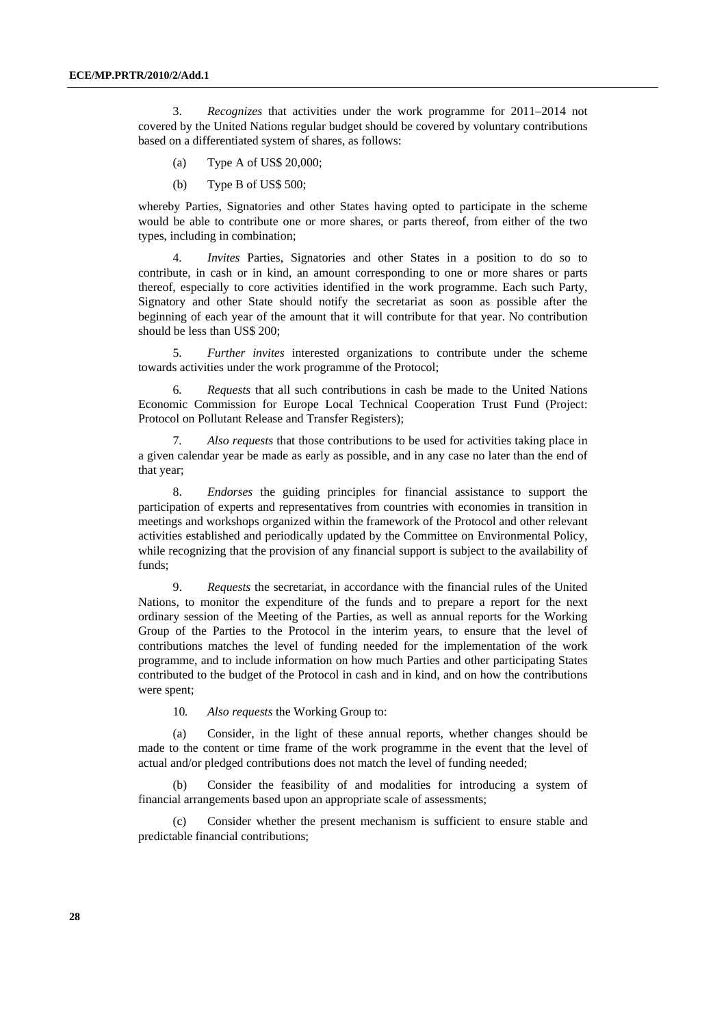3. *Recognizes* that activities under the work programme for 2011–2014 not covered by the United Nations regular budget should be covered by voluntary contributions based on a differentiated system of shares, as follows:

(a) Type A of US$ 20,000;

(b) Type B of US$ 500;

whereby Parties, Signatories and other States having opted to participate in the scheme would be able to contribute one or more shares, or parts thereof, from either of the two types, including in combination;

4. *Invites* Parties, Signatories and other States in a position to do so to contribute, in cash or in kind, an amount corresponding to one or more shares or parts thereof, especially to core activities identified in the work programme. Each such Party, Signatory and other State should notify the secretariat as soon as possible after the beginning of each year of the amount that it will contribute for that year. No contribution should be less than US$ 200;

5. *Further invites* interested organizations to contribute under the scheme towards activities under the work programme of the Protocol;

6. *Requests* that all such contributions in cash be made to the United Nations Economic Commission for Europe Local Technical Cooperation Trust Fund (Project: Protocol on Pollutant Release and Transfer Registers);

7. *Also requests* that those contributions to be used for activities taking place in a given calendar year be made as early as possible, and in any case no later than the end of that year;

8. *Endorses* the guiding principles for financial assistance to support the participation of experts and representatives from countries with economies in transition in meetings and workshops organized within the framework of the Protocol and other relevant activities established and periodically updated by the Committee on Environmental Policy, while recognizing that the provision of any financial support is subject to the availability of funds;

9. *Requests* the secretariat, in accordance with the financial rules of the United Nations, to monitor the expenditure of the funds and to prepare a report for the next ordinary session of the Meeting of the Parties, as well as annual reports for the Working Group of the Parties to the Protocol in the interim years, to ensure that the level of contributions matches the level of funding needed for the implementation of the work programme, and to include information on how much Parties and other participating States contributed to the budget of the Protocol in cash and in kind, and on how the contributions were spent;

10. *Also requests* the Working Group to:

(a) Consider, in the light of these annual reports, whether changes should be made to the content or time frame of the work programme in the event that the level of actual and/or pledged contributions does not match the level of funding needed;

(b) Consider the feasibility of and modalities for introducing a system of financial arrangements based upon an appropriate scale of assessments;

(c) Consider whether the present mechanism is sufficient to ensure stable and predictable financial contributions;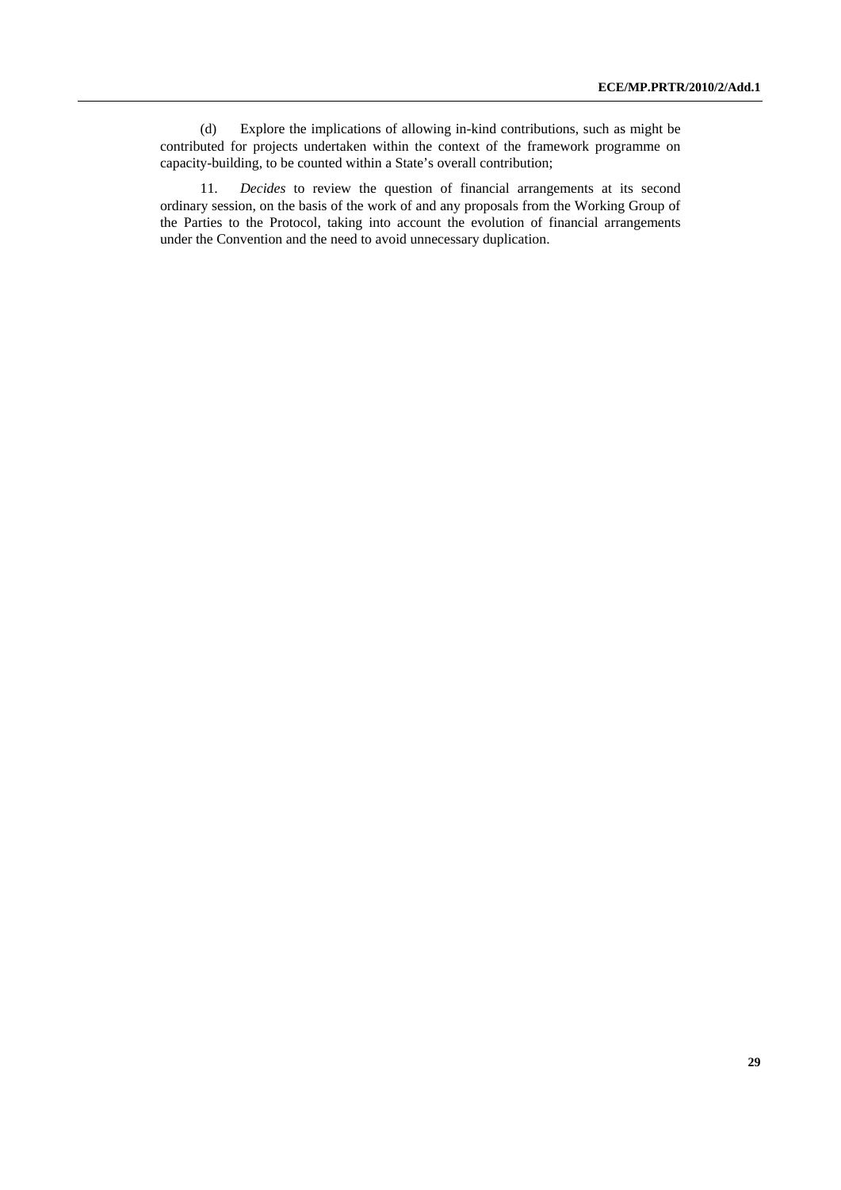(d) Explore the implications of allowing in-kind contributions, such as might be contributed for projects undertaken within the context of the framework programme on capacity-building, to be counted within a State's overall contribution;

11. *Decides* to review the question of financial arrangements at its second ordinary session, on the basis of the work of and any proposals from the Working Group of the Parties to the Protocol, taking into account the evolution of financial arrangements under the Convention and the need to avoid unnecessary duplication.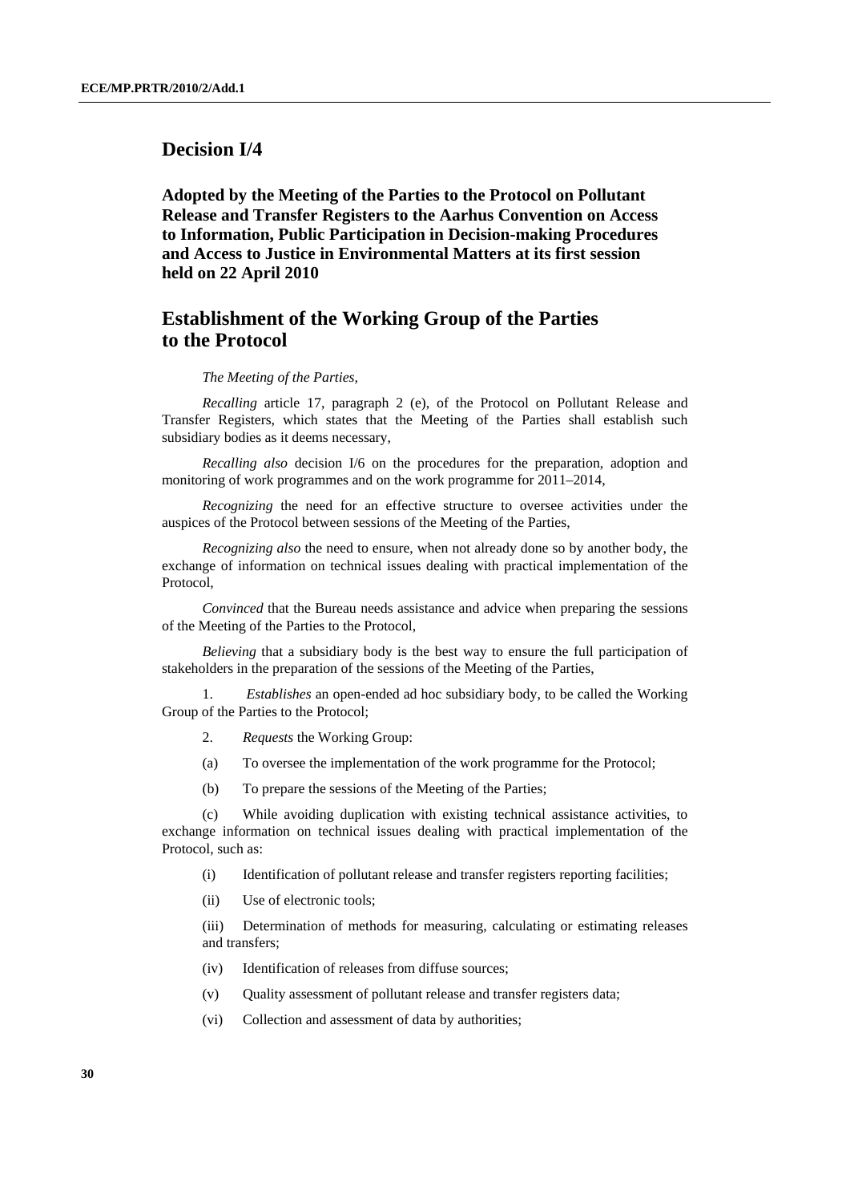## Decision I/4

**Adopted by the Meeting of the Parties to the Protocol on Pollutant Release and Transfer Registers to the Aarhus Convention on Access to Information, Public Participation in Decision-making Procedures and Access to Justice in Environmental Matters at its first session held on 22 April 2010**

## Establishment of the Working Group of the Parties to the Protocol

*The Meeting of the Parties*,

*Recalling* article 17, paragraph 2 (e), of the Protocol on Pollutant Release and Transfer Registers, which states that the Meeting of the Parties shall establish such subsidiary bodies as it deems necessary,

*Recalling also* decision I/6 on the procedures for the preparation, adoption and monitoring of work programmes and on the work programme for 2011–2014,

*Recognizing* the need for an effective structure to oversee activities under the auspices of the Protocol between sessions of the Meeting of the Parties,

*Recognizing also* the need to ensure, when not already done so by another body, the exchange of information on technical issues dealing with practical implementation of the Protocol,

*Convinced* that the Bureau needs assistance and advice when preparing the sessions of the Meeting of the Parties to the Protocol,

*Believing* that a subsidiary body is the best way to ensure the full participation of stakeholders in the preparation of the sessions of the Meeting of the Parties,

1. *Establishes* an open-ended ad hoc subsidiary body, to be called the Working Group of the Parties to the Protocol;

2. *Requests* the Working Group:

(a) To oversee the implementation of the work programme for the Protocol;

(b) To prepare the sessions of the Meeting of the Parties;

(c) While avoiding duplication with existing technical assistance activities, to exchange information on technical issues dealing with practical implementation of the Protocol, such as:

(i) Identification of pollutant release and transfer registers reporting facilities;

(ii) Use of electronic tools;

(iii) Determination of methods for measuring, calculating or estimating releases and transfers;

(iv) Identification of releases from diffuse sources;

(v) Quality assessment of pollutant release and transfer registers data;

(vi) Collection and assessment of data by authorities;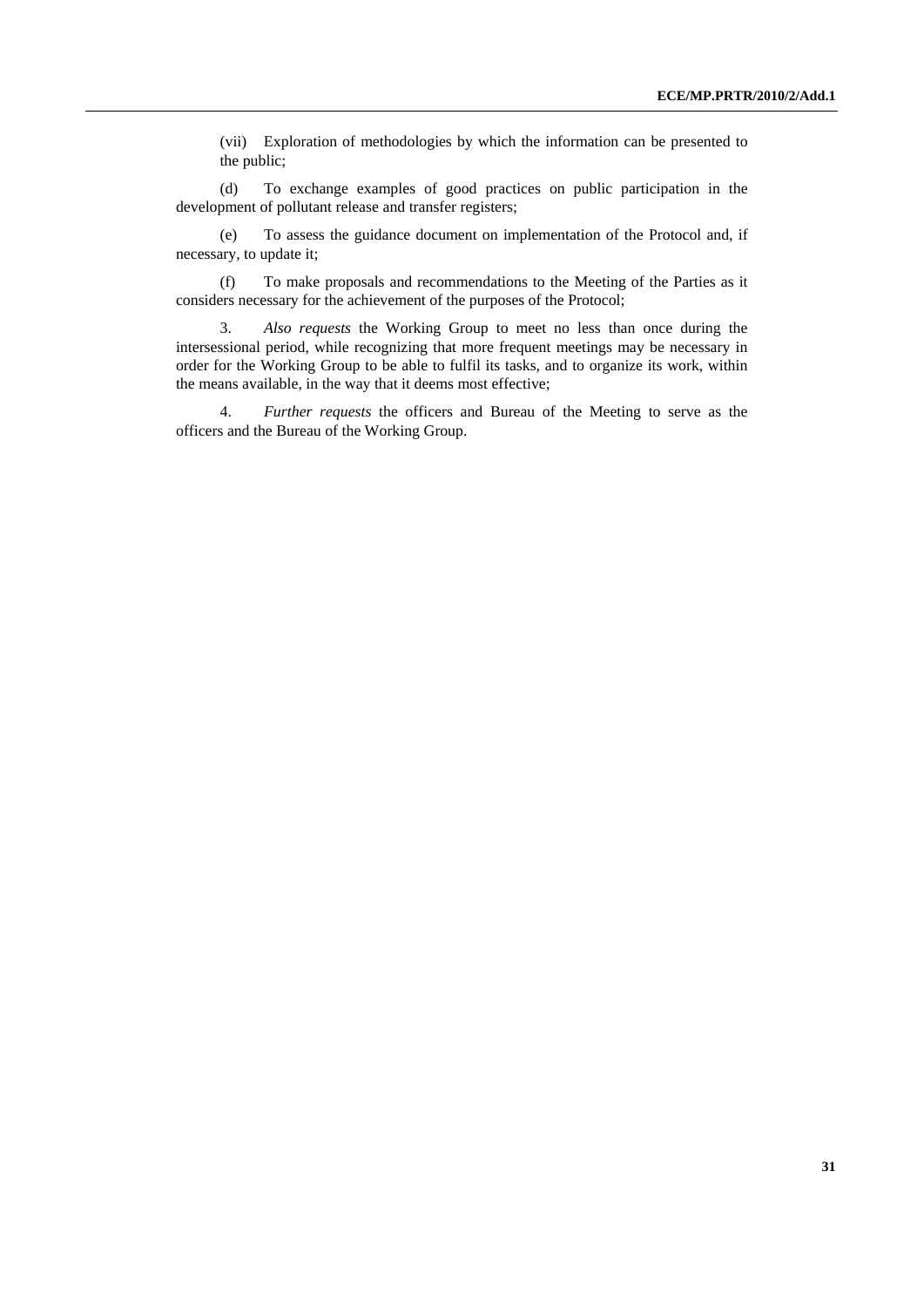(vii) Exploration of methodologies by which the information can be presented to the public;

(d) To exchange examples of good practices on public participation in the development of pollutant release and transfer registers;

(e) To assess the guidance document on implementation of the Protocol and, if necessary, to update it;

(f) To make proposals and recommendations to the Meeting of the Parties as it considers necessary for the achievement of the purposes of the Protocol;

3. *Also requests* the Working Group to meet no less than once during the intersessional period, while recognizing that more frequent meetings may be necessary in order for the Working Group to be able to fulfil its tasks, and to organize its work, within the means available, in the way that it deems most effective;

4. *Further requests* the officers and Bureau of the Meeting to serve as the officers and the Bureau of the Working Group.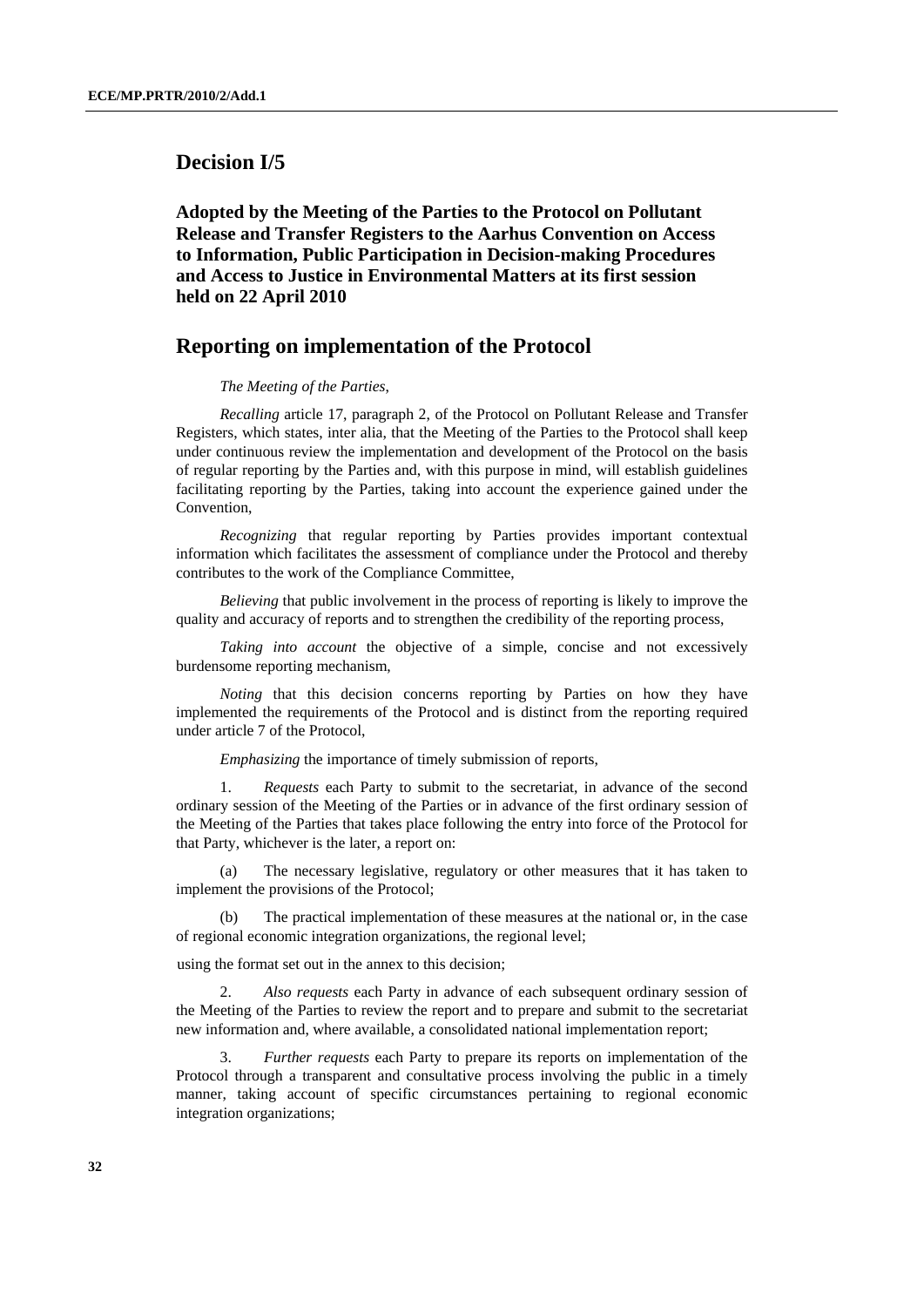## Decision I/5

**Adopted by the Meeting of the Parties to the Protocol on Pollutant Release and Transfer Registers to the Aarhus Convention on Access to Information, Public Participation in Decision-making Procedures and Access to Justice in Environmental Matters at its first session held on 22 April 2010**

## Reporting on implementation of the Protocol

*The Meeting of the Parties*,

*Recalling* article 17, paragraph 2, of the Protocol on Pollutant Release and Transfer Registers, which states, inter alia, that the Meeting of the Parties to the Protocol shall keep under continuous review the implementation and development of the Protocol on the basis of regular reporting by the Parties and, with this purpose in mind, will establish guidelines facilitating reporting by the Parties, taking into account the experience gained under the Convention,

*Recognizing* that regular reporting by Parties provides important contextual information which facilitates the assessment of compliance under the Protocol and thereby contributes to the work of the Compliance Committee,

*Believing* that public involvement in the process of reporting is likely to improve the quality and accuracy of reports and to strengthen the credibility of the reporting process,

*Taking into account* the objective of a simple, concise and not excessively burdensome reporting mechanism,

*Noting* that this decision concerns reporting by Parties on how they have implemented the requirements of the Protocol and is distinct from the reporting required under article 7 of the Protocol,

*Emphasizing* the importance of timely submission of reports,

1. *Requests* each Party to submit to the secretariat, in advance of the second ordinary session of the Meeting of the Parties or in advance of the first ordinary session of the Meeting of the Parties that takes place following the entry into force of the Protocol for that Party, whichever is the later, a report on:

(a) The necessary legislative, regulatory or other measures that it has taken to implement the provisions of the Protocol;

(b) The practical implementation of these measures at the national or, in the case of regional economic integration organizations, the regional level;

using the format set out in the annex to this decision;

2. *Also requests* each Party in advance of each subsequent ordinary session of the Meeting of the Parties to review the report and to prepare and submit to the secretariat new information and, where available, a consolidated national implementation report;

3. *Further requests* each Party to prepare its reports on implementation of the Protocol through a transparent and consultative process involving the public in a timely manner, taking account of specific circumstances pertaining to regional economic integration organizations;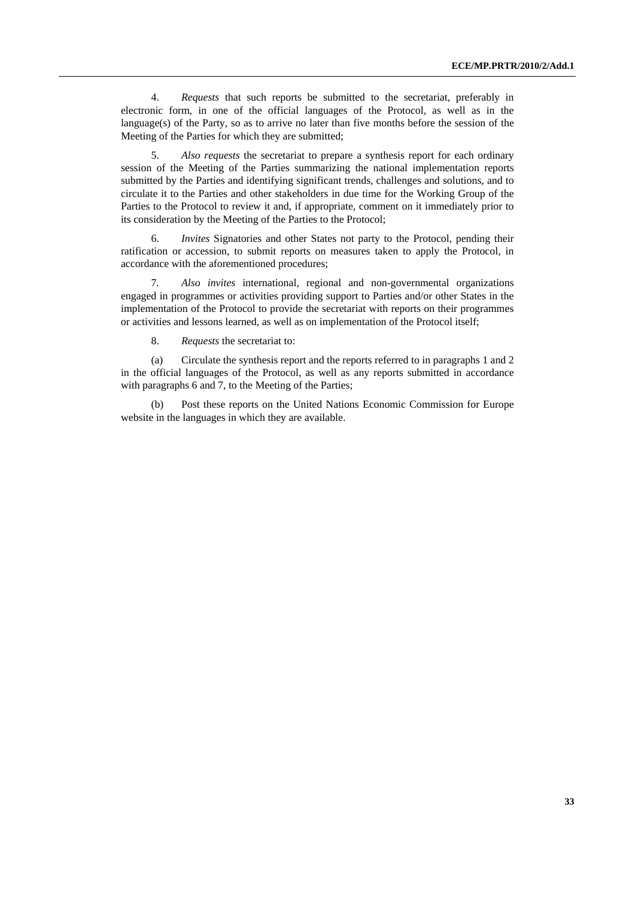4. *Requests* that such reports be submitted to the secretariat, preferably in electronic form, in one of the official languages of the Protocol, as well as in the language(s) of the Party, so as to arrive no later than five months before the session of the Meeting of the Parties for which they are submitted;

5. *Also requests* the secretariat to prepare a synthesis report for each ordinary session of the Meeting of the Parties summarizing the national implementation reports submitted by the Parties and identifying significant trends, challenges and solutions, and to circulate it to the Parties and other stakeholders in due time for the Working Group of the Parties to the Protocol to review it and, if appropriate, comment on it immediately prior to its consideration by the Meeting of the Parties to the Protocol;

6. *Invites* Signatories and other States not party to the Protocol, pending their ratification or accession, to submit reports on measures taken to apply the Protocol, in accordance with the aforementioned procedures;

7. *Also invites* international, regional and non-governmental organizations engaged in programmes or activities providing support to Parties and/or other States in the implementation of the Protocol to provide the secretariat with reports on their programmes or activities and lessons learned, as well as on implementation of the Protocol itself;

8. *Requests* the secretariat to:

(a) Circulate the synthesis report and the reports referred to in paragraphs 1 and 2 in the official languages of the Protocol, as well as any reports submitted in accordance with paragraphs 6 and 7, to the Meeting of the Parties;

(b) Post these reports on the United Nations Economic Commission for Europe website in the languages in which they are available.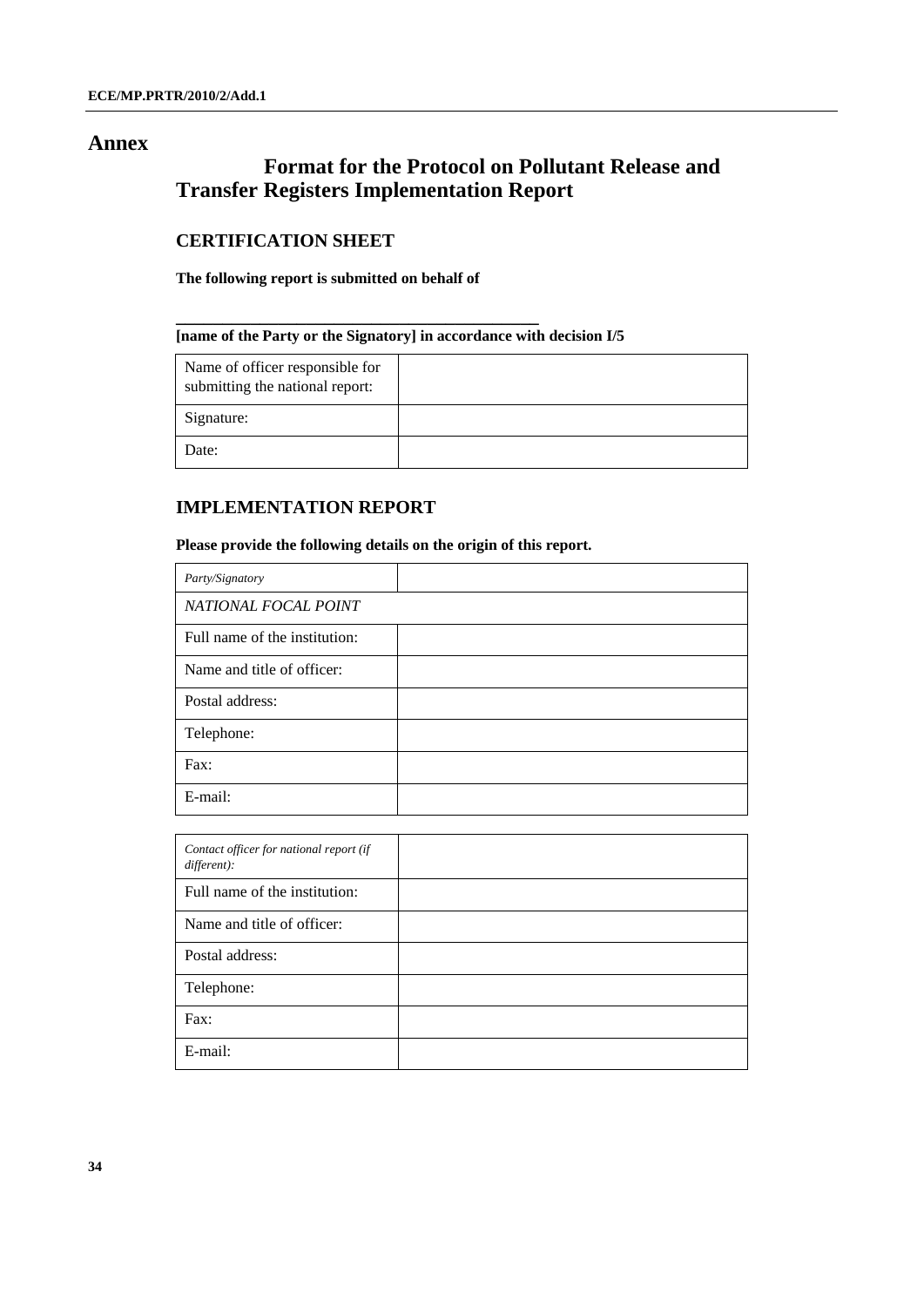# Annex

## Format for the Protocol on Pollutant Release and Transfer Registers Implementation Report

### CERTIFICATION SHEET

**The following report is submitted on behalf of**

**\_\_\_\_\_\_\_\_\_\_\_\_\_\_\_\_\_\_\_\_\_\_\_\_\_\_\_\_\_\_\_\_\_\_\_\_\_\_\_\_\_\_\_\_\_\_\_**
**[name of the Party or the Signatory] in accordance with decision I/5**

| | |
|---|---|
| Name of officer responsible for submitting the national report: | |
| Signature: | |
| Date: | |

### IMPLEMENTATION REPORT

**Please provide the following details on the origin of this report.**

| | |
|---|---|
| *Party/Signatory* | |
| *NATIONAL FOCAL POINT* | |
| Full name of the institution: | |
| Name and title of officer: | |
| Postal address: | |
| Telephone: | |
| Fax: | |
| E-mail: | |

| | |
|---|---|
| *Contact officer for national report (if different):* | |
| Full name of the institution: | |
| Name and title of officer: | |
| Postal address: | |
| Telephone: | |
| Fax: | |
| E-mail: | |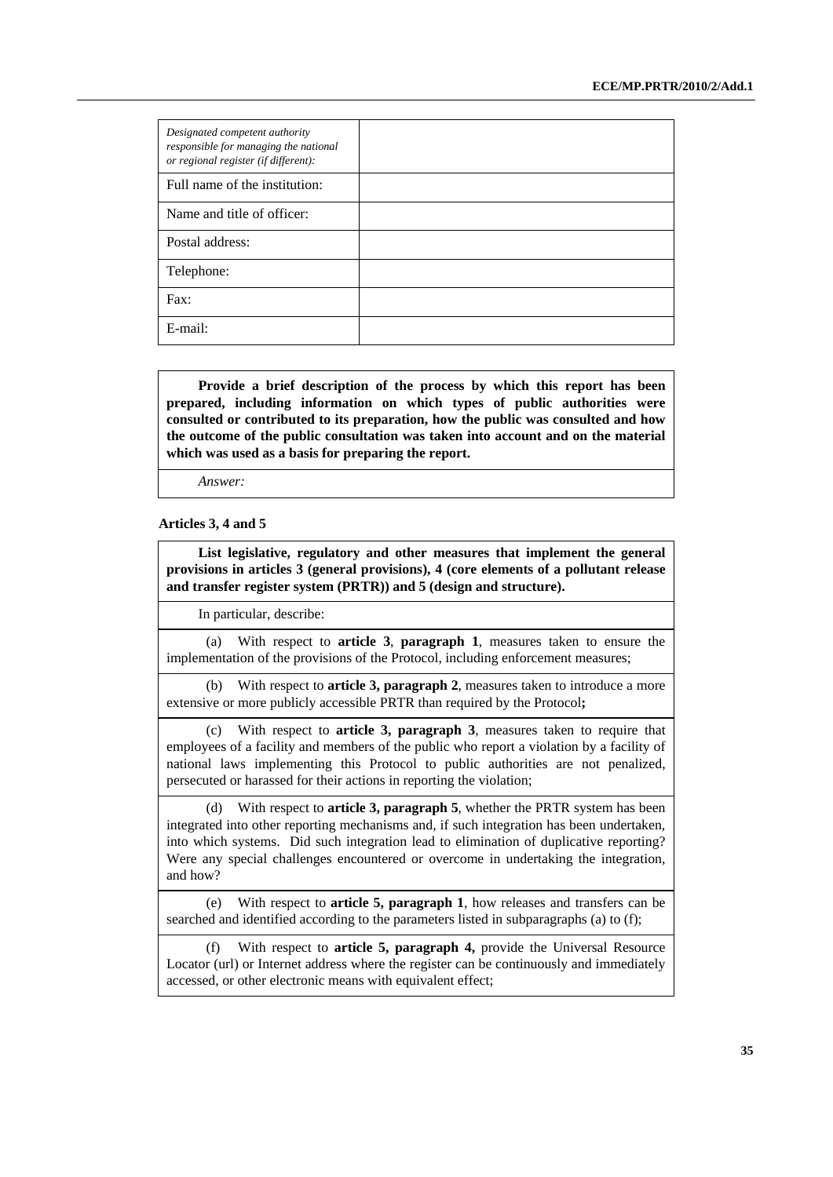| *Designated competent authority responsible for managing the national or regional register (if different):* | |
|---|---|
| Full name of the institution: | |
| Name and title of officer: | |
| Postal address: | |
| Telephone: | |
| Fax: | |
| E-mail: | |

**Provide a brief description of the process by which this report has been prepared, including information on which types of public authorities were consulted or contributed to its preparation, how the public was consulted and how the outcome of the public consultation was taken into account and on the material which was used as a basis for preparing the report.**

*Answer:*

**Articles 3, 4 and 5**

**List legislative, regulatory and other measures that implement the general provisions in articles 3 (general provisions), 4 (core elements of a pollutant release and transfer register system (PRTR)) and 5 (design and structure).**

In particular, describe:

(a) With respect to **article 3**, **paragraph 1**, measures taken to ensure the implementation of the provisions of the Protocol, including enforcement measures;

(b) With respect to **article 3, paragraph 2**, measures taken to introduce a more extensive or more publicly accessible PRTR than required by the Protocol**;**

(c) With respect to **article 3, paragraph 3**, measures taken to require that employees of a facility and members of the public who report a violation by a facility of national laws implementing this Protocol to public authorities are not penalized, persecuted or harassed for their actions in reporting the violation;

(d) With respect to **article 3, paragraph 5**, whether the PRTR system has been integrated into other reporting mechanisms and, if such integration has been undertaken, into which systems. Did such integration lead to elimination of duplicative reporting? Were any special challenges encountered or overcome in undertaking the integration, and how?

(e) With respect to **article 5, paragraph 1**, how releases and transfers can be searched and identified according to the parameters listed in subparagraphs (a) to (f);

(f) With respect to **article 5, paragraph 4,** provide the Universal Resource Locator (url) or Internet address where the register can be continuously and immediately accessed, or other electronic means with equivalent effect;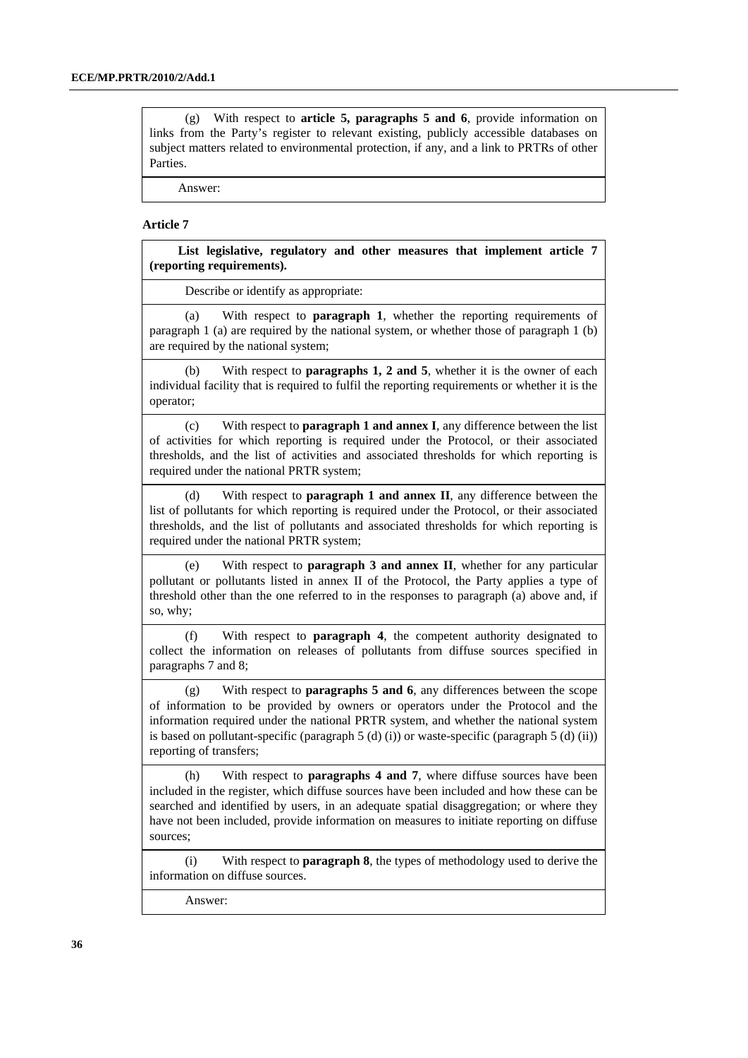(g) With respect to **article 5, paragraphs 5 and 6**, provide information on links from the Party's register to relevant existing, publicly accessible databases on subject matters related to environmental protection, if any, and a link to PRTRs of other Parties.

Answer:

**Article 7**

**List legislative, regulatory and other measures that implement article 7 (reporting requirements).**

Describe or identify as appropriate:

(a) With respect to **paragraph 1**, whether the reporting requirements of paragraph 1 (a) are required by the national system, or whether those of paragraph 1 (b) are required by the national system;

(b) With respect to **paragraphs 1, 2 and 5**, whether it is the owner of each individual facility that is required to fulfil the reporting requirements or whether it is the operator;

(c) With respect to **paragraph 1 and annex I**, any difference between the list of activities for which reporting is required under the Protocol, or their associated thresholds, and the list of activities and associated thresholds for which reporting is required under the national PRTR system;

(d) With respect to **paragraph 1 and annex II**, any difference between the list of pollutants for which reporting is required under the Protocol, or their associated thresholds, and the list of pollutants and associated thresholds for which reporting is required under the national PRTR system;

(e) With respect to **paragraph 3 and annex II**, whether for any particular pollutant or pollutants listed in annex II of the Protocol, the Party applies a type of threshold other than the one referred to in the responses to paragraph (a) above and, if so, why;

(f) With respect to **paragraph 4**, the competent authority designated to collect the information on releases of pollutants from diffuse sources specified in paragraphs 7 and 8;

(g) With respect to **paragraphs 5 and 6**, any differences between the scope of information to be provided by owners or operators under the Protocol and the information required under the national PRTR system, and whether the national system is based on pollutant-specific (paragraph 5 (d) (i)) or waste-specific (paragraph 5 (d) (ii)) reporting of transfers;

(h) With respect to **paragraphs 4 and 7**, where diffuse sources have been included in the register, which diffuse sources have been included and how these can be searched and identified by users, in an adequate spatial disaggregation; or where they have not been included, provide information on measures to initiate reporting on diffuse sources;

(i) With respect to **paragraph 8**, the types of methodology used to derive the information on diffuse sources.

Answer: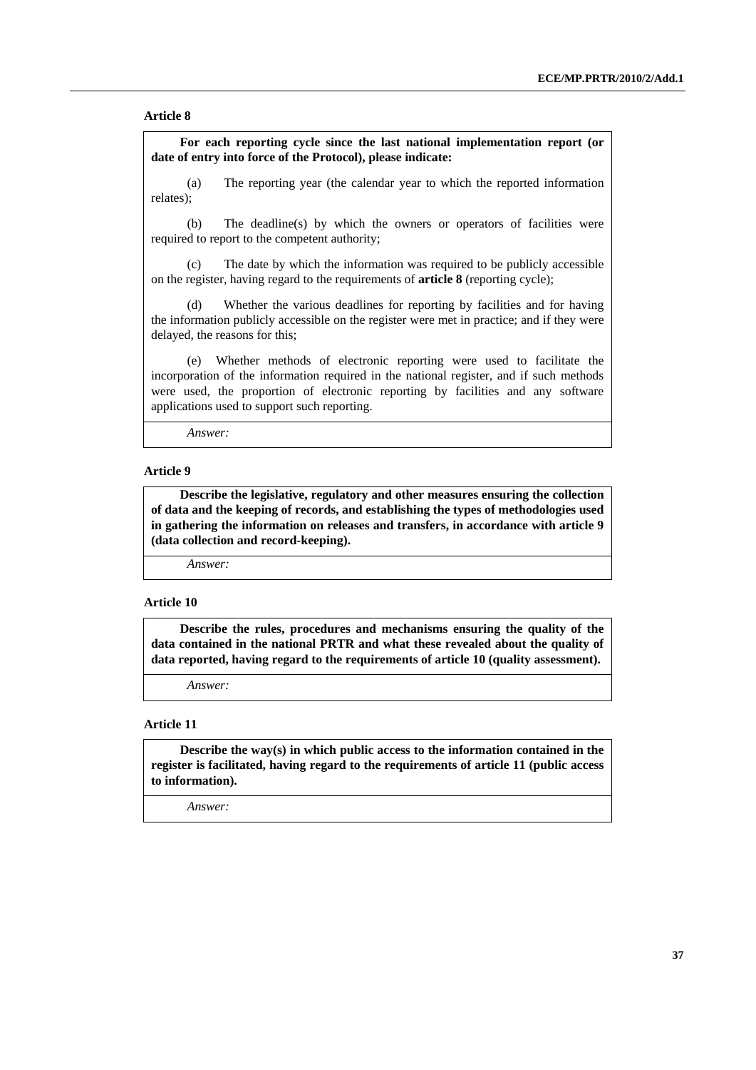**Article 8**

**For each reporting cycle since the last national implementation report (or date of entry into force of the Protocol), please indicate:**

(a) The reporting year (the calendar year to which the reported information relates);

(b) The deadline(s) by which the owners or operators of facilities were required to report to the competent authority;

(c) The date by which the information was required to be publicly accessible on the register, having regard to the requirements of **article 8** (reporting cycle);

(d) Whether the various deadlines for reporting by facilities and for having the information publicly accessible on the register were met in practice; and if they were delayed, the reasons for this;

(e) Whether methods of electronic reporting were used to facilitate the incorporation of the information required in the national register, and if such methods were used, the proportion of electronic reporting by facilities and any software applications used to support such reporting.

*Answer:*

**Article 9**

**Describe the legislative, regulatory and other measures ensuring the collection of data and the keeping of records, and establishing the types of methodologies used in gathering the information on releases and transfers, in accordance with article 9 (data collection and record-keeping).**

*Answer:*

**Article 10**

**Describe the rules, procedures and mechanisms ensuring the quality of the data contained in the national PRTR and what these revealed about the quality of data reported, having regard to the requirements of article 10 (quality assessment).**

*Answer:*

**Article 11**

**Describe the way(s) in which public access to the information contained in the register is facilitated, having regard to the requirements of article 11 (public access to information).**

*Answer:*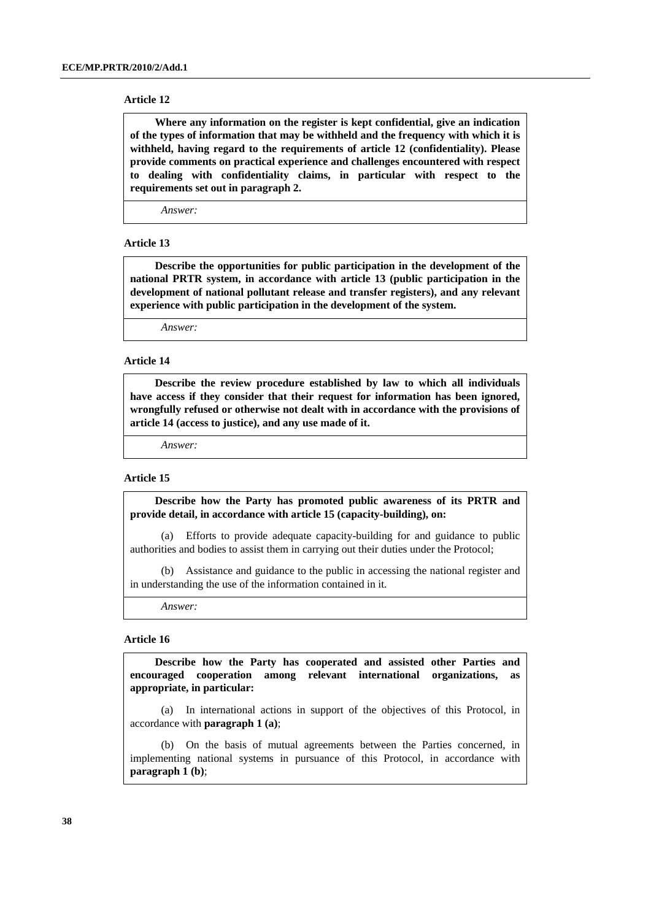### Article 12

**Where any information on the register is kept confidential, give an indication of the types of information that may be withheld and the frequency with which it is withheld, having regard to the requirements of article 12 (confidentiality). Please provide comments on practical experience and challenges encountered with respect to dealing with confidentiality claims, in particular with respect to the requirements set out in paragraph 2.**

*Answer:*

### Article 13

**Describe the opportunities for public participation in the development of the national PRTR system, in accordance with article 13 (public participation in the development of national pollutant release and transfer registers), and any relevant experience with public participation in the development of the system.**

*Answer:*

### Article 14

**Describe the review procedure established by law to which all individuals have access if they consider that their request for information has been ignored, wrongfully refused or otherwise not dealt with in accordance with the provisions of article 14 (access to justice), and any use made of it.**

*Answer:*

### Article 15

**Describe how the Party has promoted public awareness of its PRTR and provide detail, in accordance with article 15 (capacity-building), on:**

(a) Efforts to provide adequate capacity-building for and guidance to public authorities and bodies to assist them in carrying out their duties under the Protocol;

(b) Assistance and guidance to the public in accessing the national register and in understanding the use of the information contained in it.

*Answer:*

### Article 16

**Describe how the Party has cooperated and assisted other Parties and encouraged cooperation among relevant international organizations, as appropriate, in particular:**

(a) In international actions in support of the objectives of this Protocol, in accordance with **paragraph 1 (a)**;

(b) On the basis of mutual agreements between the Parties concerned, in implementing national systems in pursuance of this Protocol, in accordance with **paragraph 1 (b)**;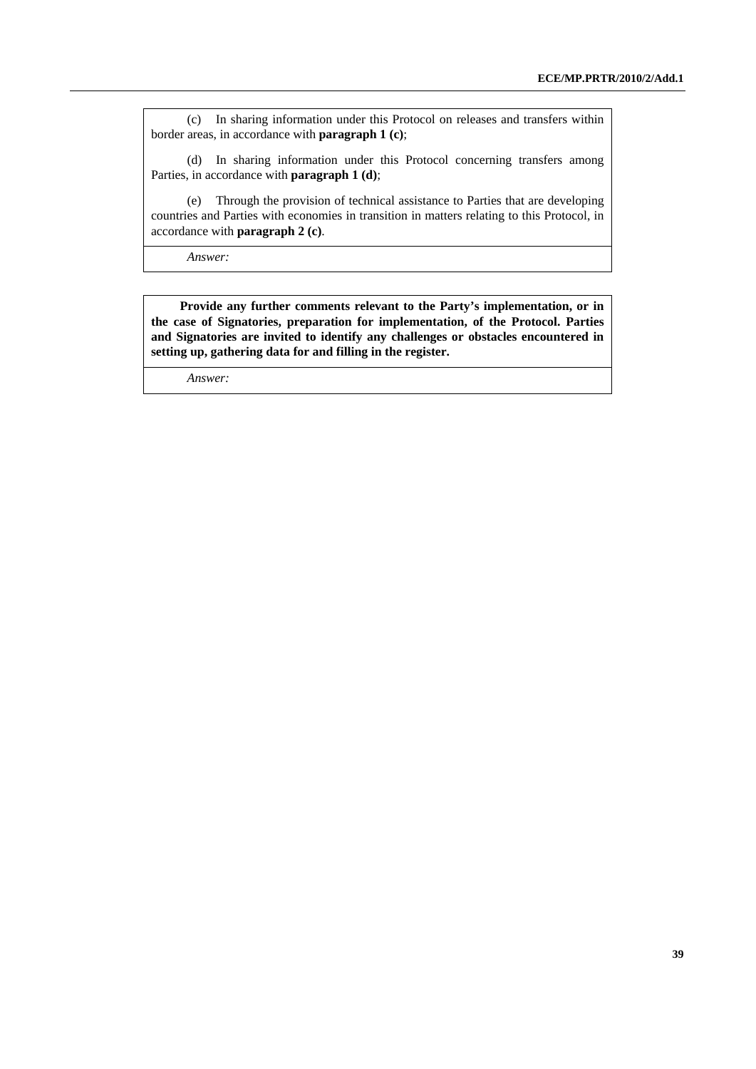(c) In sharing information under this Protocol on releases and transfers within border areas, in accordance with **paragraph 1 (c)**;

(d) In sharing information under this Protocol concerning transfers among Parties, in accordance with **paragraph 1 (d)**;

(e) Through the provision of technical assistance to Parties that are developing countries and Parties with economies in transition in matters relating to this Protocol, in accordance with **paragraph 2 (c)**.

*Answer:*

**Provide any further comments relevant to the Party's implementation, or in the case of Signatories, preparation for implementation, of the Protocol. Parties and Signatories are invited to identify any challenges or obstacles encountered in setting up, gathering data for and filling in the register.**

*Answer:*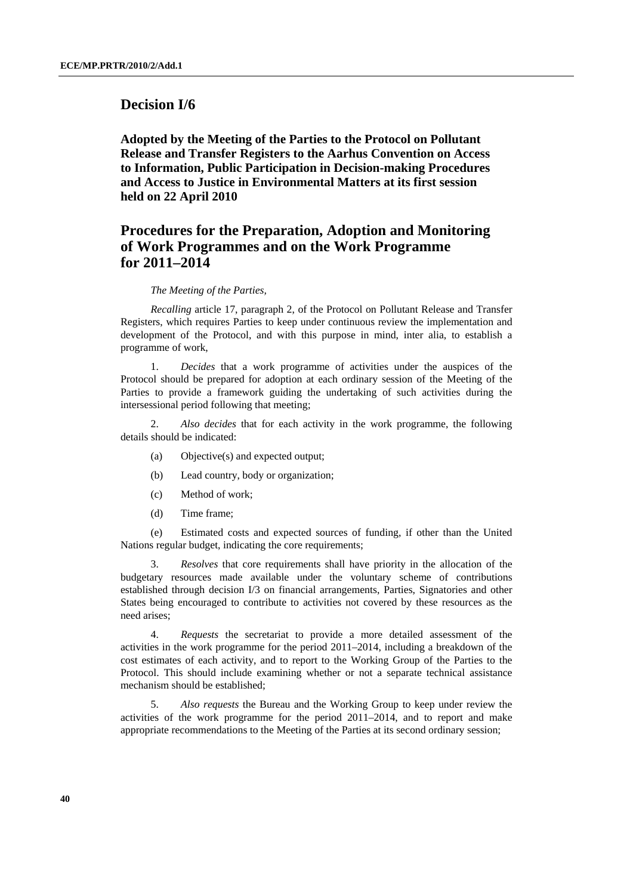## Decision I/6

**Adopted by the Meeting of the Parties to the Protocol on Pollutant Release and Transfer Registers to the Aarhus Convention on Access to Information, Public Participation in Decision-making Procedures and Access to Justice in Environmental Matters at its first session held on 22 April 2010**

## Procedures for the Preparation, Adoption and Monitoring of Work Programmes and on the Work Programme for 2011–2014

*The Meeting of the Parties,*

*Recalling* article 17, paragraph 2, of the Protocol on Pollutant Release and Transfer Registers, which requires Parties to keep under continuous review the implementation and development of the Protocol, and with this purpose in mind, inter alia, to establish a programme of work,

1. *Decides* that a work programme of activities under the auspices of the Protocol should be prepared for adoption at each ordinary session of the Meeting of the Parties to provide a framework guiding the undertaking of such activities during the intersessional period following that meeting;

2. *Also decides* that for each activity in the work programme, the following details should be indicated:

(a) Objective(s) and expected output;

(b) Lead country, body or organization;

(c) Method of work;

(d) Time frame;

(e) Estimated costs and expected sources of funding, if other than the United Nations regular budget, indicating the core requirements;

3. *Resolves* that core requirements shall have priority in the allocation of the budgetary resources made available under the voluntary scheme of contributions established through decision I/3 on financial arrangements, Parties, Signatories and other States being encouraged to contribute to activities not covered by these resources as the need arises;

4. *Requests* the secretariat to provide a more detailed assessment of the activities in the work programme for the period 2011–2014, including a breakdown of the cost estimates of each activity, and to report to the Working Group of the Parties to the Protocol. This should include examining whether or not a separate technical assistance mechanism should be established;

5. *Also requests* the Bureau and the Working Group to keep under review the activities of the work programme for the period 2011–2014, and to report and make appropriate recommendations to the Meeting of the Parties at its second ordinary session;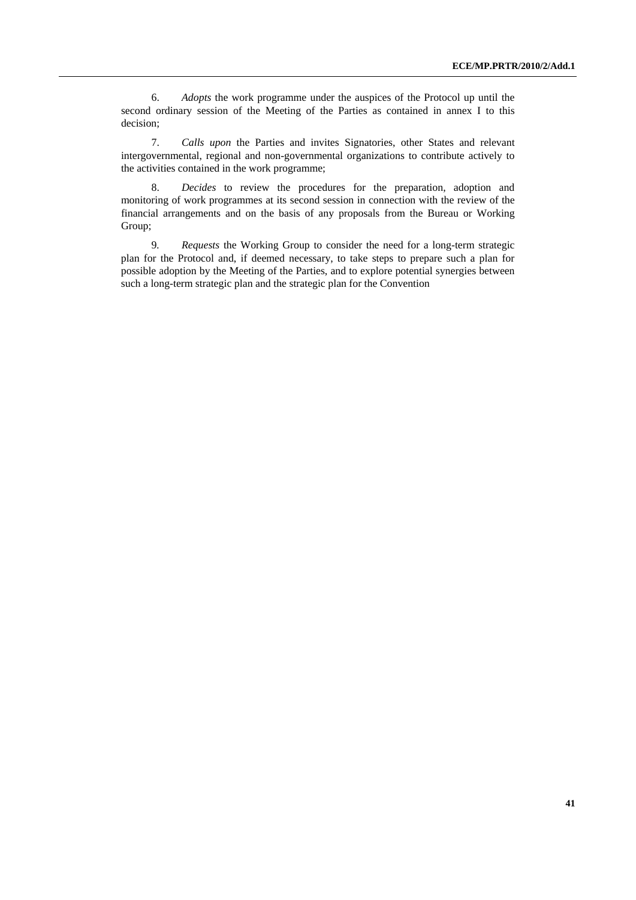6. *Adopts* the work programme under the auspices of the Protocol up until the second ordinary session of the Meeting of the Parties as contained in annex I to this decision;

7. *Calls upon* the Parties and invites Signatories, other States and relevant intergovernmental, regional and non-governmental organizations to contribute actively to the activities contained in the work programme;

8. *Decides* to review the procedures for the preparation, adoption and monitoring of work programmes at its second session in connection with the review of the financial arrangements and on the basis of any proposals from the Bureau or Working Group;

9. *Requests* the Working Group to consider the need for a long-term strategic plan for the Protocol and, if deemed necessary, to take steps to prepare such a plan for possible adoption by the Meeting of the Parties, and to explore potential synergies between such a long-term strategic plan and the strategic plan for the Convention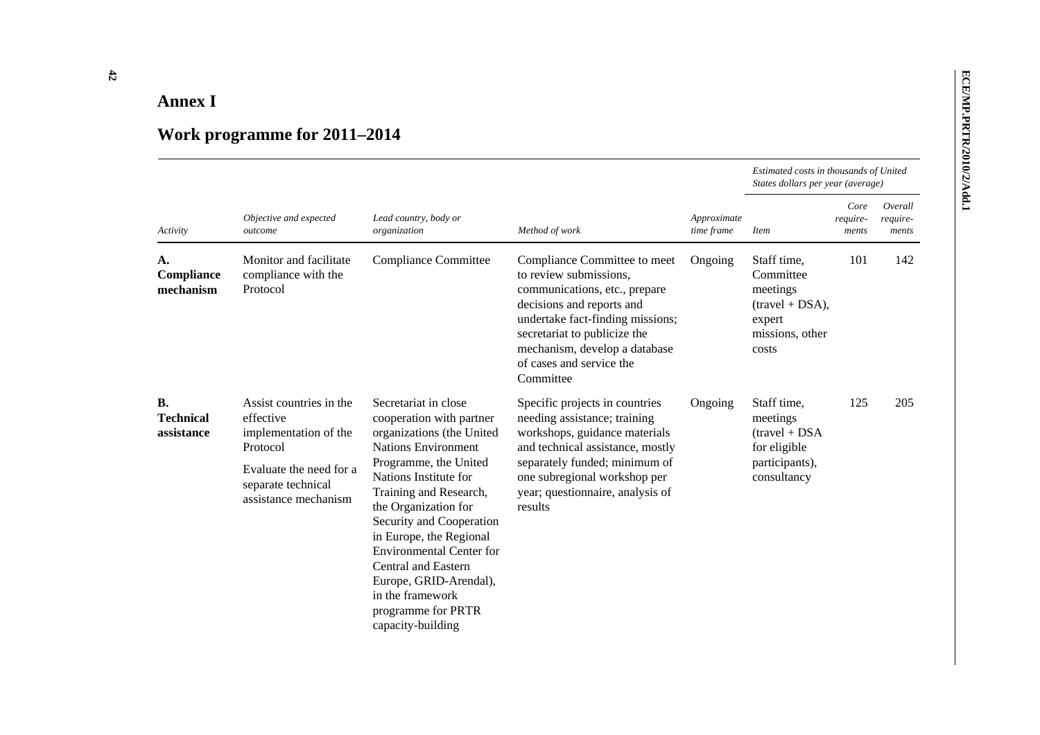# Annex I

## Work programme for 2011–2014

| *Activity* | *Objective and expected outcome* | *Lead country, body or organization* | *Method of work* | *Approximate time frame* | *Estimated costs in thousands of United States dollars per year (average)* | | |
|---|---|---|---|---|---|---|---|
| | | | | | *Item* | *Core require-ments* | *Overall require-ments* |
| **A. Compliance mechanism** | Monitor and facilitate compliance with the Protocol | Compliance Committee | Compliance Committee to meet to review submissions, communications, etc., prepare decisions and reports and undertake fact-finding missions; secretariat to publicize the mechanism, develop a database of cases and service the Committee | Ongoing | Staff time, Committee meetings (travel + DSA), expert missions, other costs | 101 | 142 |
| **B. Technical assistance** | Assist countries in the effective implementation of the Protocol<br><br>Evaluate the need for a separate technical assistance mechanism | Secretariat in close cooperation with partner organizations (the United Nations Environment Programme, the United Nations Institute for Training and Research, the Organization for Security and Cooperation in Europe, the Regional Environmental Center for Central and Eastern Europe, GRID-Arendal), in the framework programme for PRTR capacity-building | Specific projects in countries needing assistance; training workshops, guidance materials and technical assistance, mostly separately funded; minimum of one subregional workshop per year; questionnaire, analysis of results | Ongoing | Staff time, meetings (travel + DSA for eligible participants), consultancy | 125 | 205 |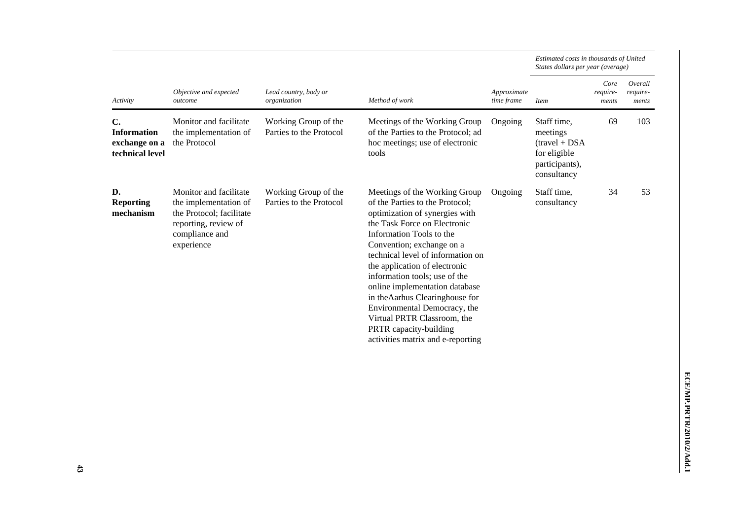| Activity | Objective and expected outcome | Lead country, body or organization | Method of work | Approximate time frame | Estimated costs in thousands of United States dollars per year (average) | | |
|---|---|---|---|---|---|---|---|
| | | | | | *Item* | *Core require-ments* | *Overall require-ments* |
| **C. Information exchange on a technical level** | Monitor and facilitate the implementation of the Protocol | Working Group of the Parties to the Protocol | Meetings of the Working Group of the Parties to the Protocol; ad hoc meetings; use of electronic tools | Ongoing | Staff time, meetings (travel + DSA for eligible participants), consultancy | 69 | 103 |
| **D. Reporting mechanism** | Monitor and facilitate the implementation of the Protocol; facilitate reporting, review of compliance and experience | Working Group of the Parties to the Protocol | Meetings of the Working Group of the Parties to the Protocol; optimization of synergies with the Task Force on Electronic Information Tools to the Convention; exchange on a technical level of information on the application of electronic information tools; use of the online implementation database in theAarhus Clearinghouse for Environmental Democracy, the Virtual PRTR Classroom, the PRTR capacity-building activities matrix and e-reporting | Ongoing | Staff time, consultancy | 34 | 53 |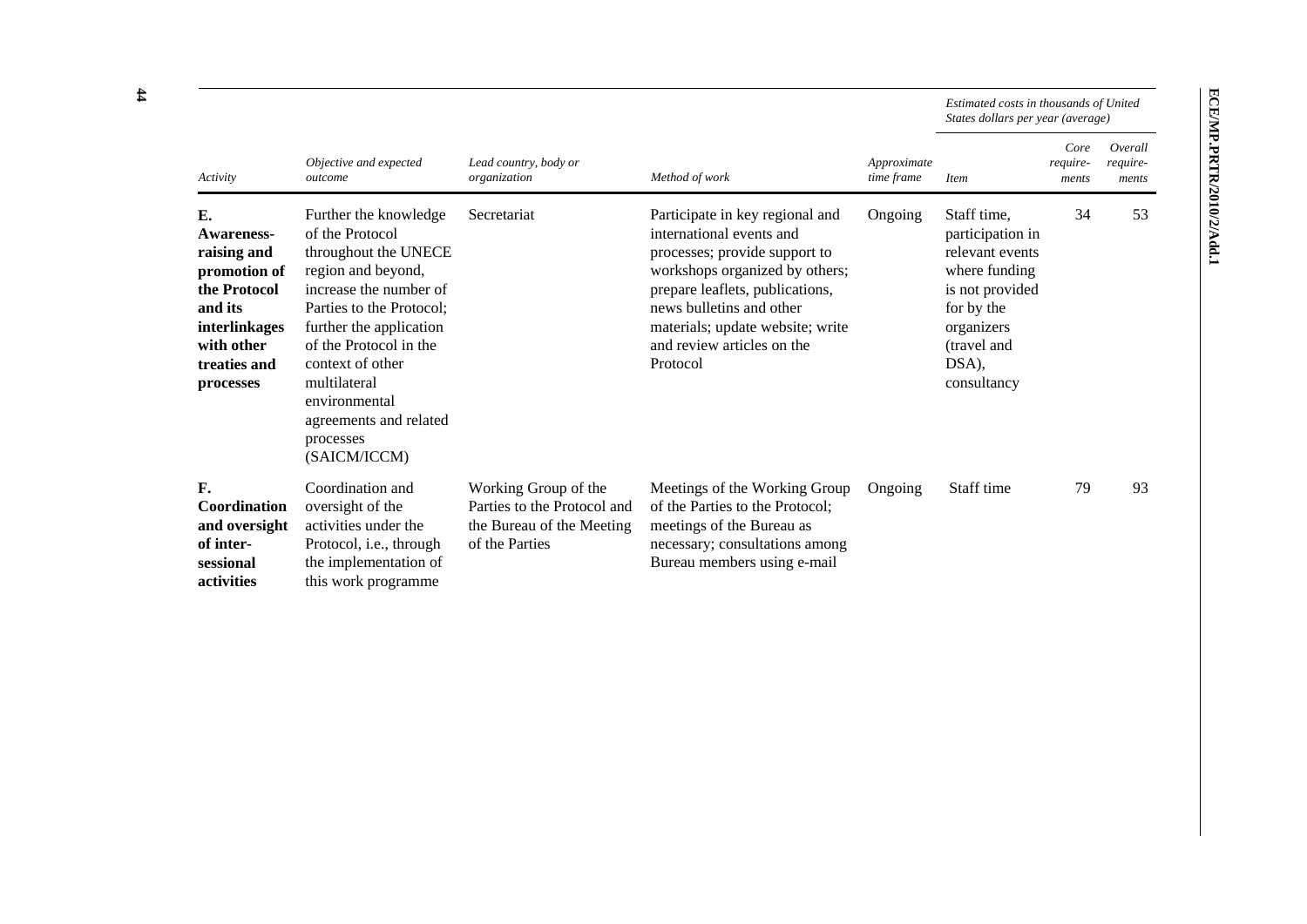| Activity | Objective and expected outcome | Lead country, body or organization | Method of work | Approximate time frame | Estimated costs in thousands of United States dollars per year (average) | | |
|---|---|---|---|---|---|---|---|
| | | | | | Item | Core require-ments | Overall require-ments |
| **E. Awareness-raising and promotion of the Protocol and its interlinkages with other treaties and processes** | Further the knowledge of the Protocol throughout the UNECE region and beyond, increase the number of Parties to the Protocol; further the application of the Protocol in the context of other multilateral environmental agreements and related processes (SAICM/ICCM) | Secretariat | Participate in key regional and international events and processes; provide support to workshops organized by others; prepare leaflets, publications, news bulletins and other materials; update website; write and review articles on the Protocol | Ongoing | Staff time, participation in relevant events where funding is not provided for by the organizers (travel and DSA), consultancy | 34 | 53 |
| **F. Coordination and oversight of inter-sessional activities** | Coordination and oversight of the activities under the Protocol, i.e., through the implementation of this work programme | Working Group of the Parties to the Protocol and the Bureau of the Meeting of the Parties | Meetings of the Working Group of the Parties to the Protocol; meetings of the Bureau as necessary; consultations among Bureau members using e-mail | Ongoing | Staff time | 79 | 93 |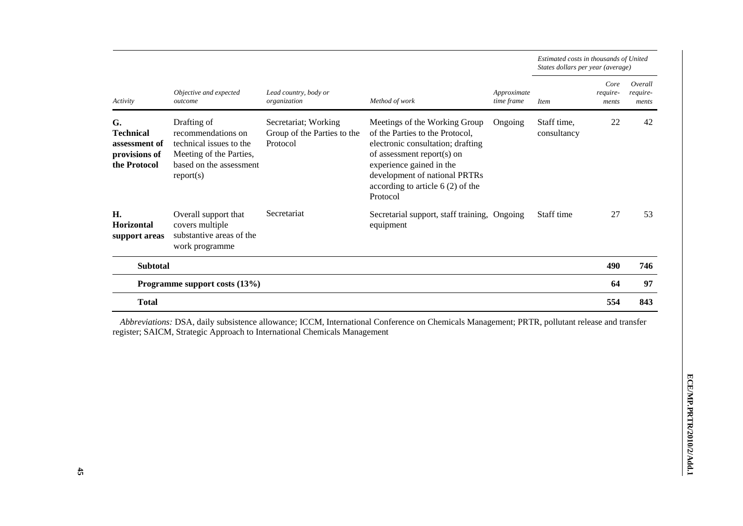| Activity | Objective and expected outcome | Lead country, body or organization | Method of work | Approximate time frame | Estimated costs in thousands of United States dollars per year (average) | | |
|---|---|---|---|---|---|---|---|
| | | | | | Item | Core require-ments | Overall require-ments |
| **G. Technical assessment of provisions of the Protocol** | Drafting of recommendations on technical issues to the Meeting of the Parties, based on the assessment report(s) | Secretariat; Working Group of the Parties to the Protocol | Meetings of the Working Group of the Parties to the Protocol, electronic consultation; drafting of assessment report(s) on experience gained in the development of national PRTRs according to article 6 (2) of the Protocol | Ongoing | Staff time, consultancy | 22 | 42 |
| **H. Horizontal support areas** | Overall support that covers multiple substantive areas of the work programme | Secretariat | Secretarial support, staff training, equipment | Ongoing | Staff time | 27 | 53 |
| **Subtotal** | | | | | | **490** | **746** |
| | **Programme support costs (13%)** | | | | | **64** | **97** |
| **Total** | | | | | | **554** | **843** |

*Abbreviations:* DSA, daily subsistence allowance; ICCM, International Conference on Chemicals Management; PRTR, pollutant release and transfer register; SAICM, Strategic Approach to International Chemicals Management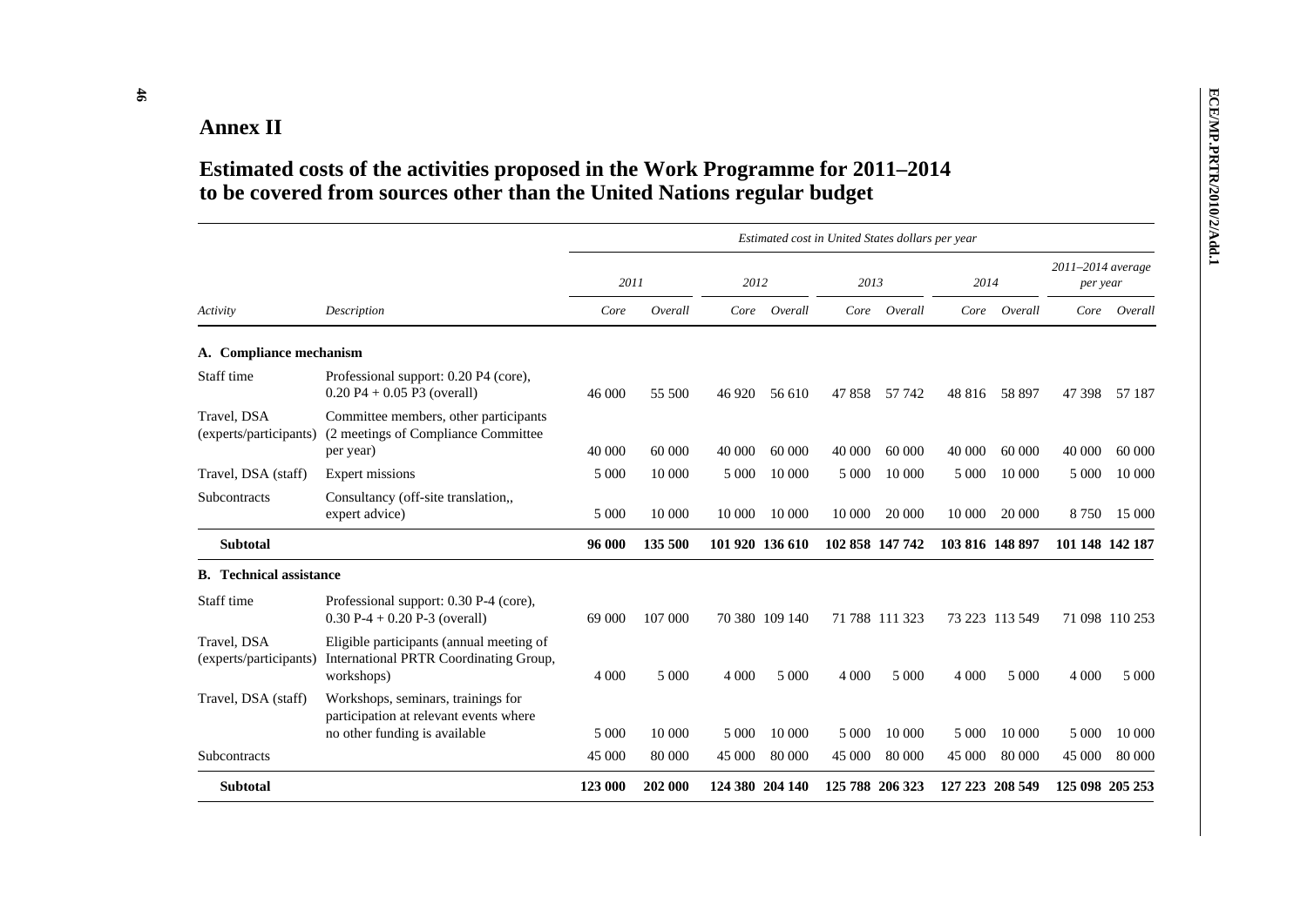## Annex II

## Estimated costs of the activities proposed in the Work Programme for 2011–2014 to be covered from sources other than the United Nations regular budget

| | | *Estimated cost in United States dollars per year* | | | | | | | | | |
|---|---|---|---|---|---|---|---|---|---|---|---|
| | | *2011* | | *2012* | | *2013* | | *2014* | | *2011–2014 average per year* | |
| *Activity* | *Description* | *Core* | *Overall* | *Core* | *Overall* | *Core* | *Overall* | *Core* | *Overall* | *Core* | *Overall* |
| **A. Compliance mechanism** | | | | | | | | | | | |
| Staff time | Professional support: 0.20 P4 (core), 0.20 P4 + 0.05 P3 (overall) | 46 000 | 55 500 | 46 920 | 56 610 | 47 858 | 57 742 | 48 816 | 58 897 | 47 398 | 57 187 |
| Travel, DSA (experts/participants) | Committee members, other participants (2 meetings of Compliance Committee per year) | 40 000 | 60 000 | 40 000 | 60 000 | 40 000 | 60 000 | 40 000 | 60 000 | 40 000 | 60 000 |
| Travel, DSA (staff) | Expert missions | 5 000 | 10 000 | 5 000 | 10 000 | 5 000 | 10 000 | 5 000 | 10 000 | 5 000 | 10 000 |
| Subcontracts | Consultancy (off-site translation,, expert advice) | 5 000 | 10 000 | 10 000 | 10 000 | 10 000 | 20 000 | 10 000 | 20 000 | 8 750 | 15 000 |
| **Subtotal** | | **96 000** | **135 500** | **101 920** | **136 610** | **102 858** | **147 742** | **103 816** | **148 897** | **101 148** | **142 187** |
| **B. Technical assistance** | | | | | | | | | | | |
| Staff time | Professional support: 0.30 P-4 (core), 0.30 P-4 + 0.20 P-3 (overall) | 69 000 | 107 000 | 70 380 | 109 140 | 71 788 | 111 323 | 73 223 | 113 549 | 71 098 | 110 253 |
| Travel, DSA (experts/participants) | Eligible participants (annual meeting of International PRTR Coordinating Group, workshops) | 4 000 | 5 000 | 4 000 | 5 000 | 4 000 | 5 000 | 4 000 | 5 000 | 4 000 | 5 000 |
| Travel, DSA (staff) | Workshops, seminars, trainings for participation at relevant events where no other funding is available | 5 000 | 10 000 | 5 000 | 10 000 | 5 000 | 10 000 | 5 000 | 10 000 | 5 000 | 10 000 |
| Subcontracts | | 45 000 | 80 000 | 45 000 | 80 000 | 45 000 | 80 000 | 45 000 | 80 000 | 45 000 | 80 000 |
| **Subtotal** | | **123 000** | **202 000** | **124 380** | **204 140** | **125 788** | **206 323** | **127 223** | **208 549** | **125 098** | **205 253** |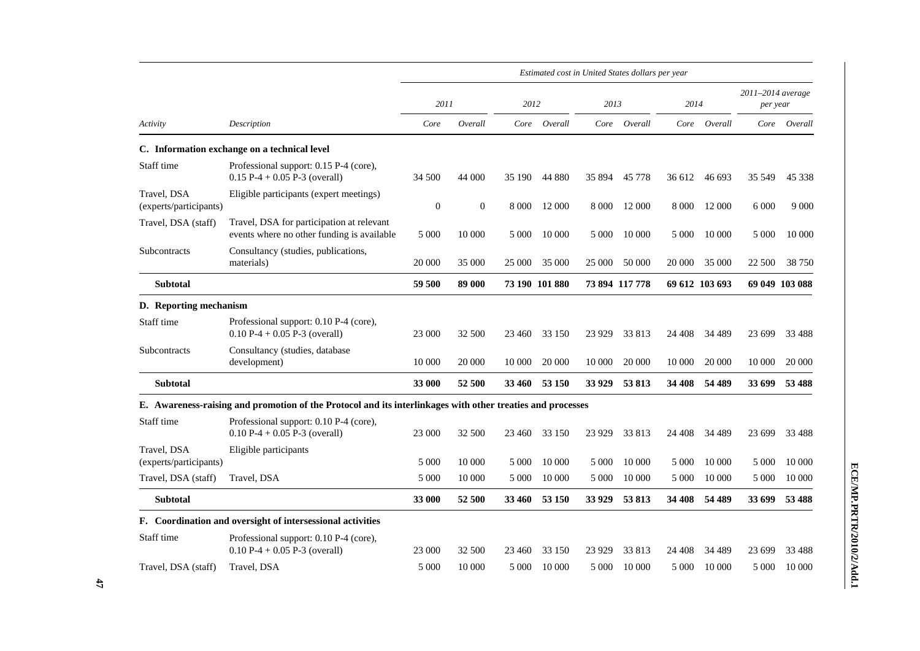| Activity | Description | Estimated cost in United States dollars per year | | | | | | | | | |
|---|---|---|---|---|---|---|---|---|---|---|---|
| | | 2011 | | 2012 | | 2013 | | 2014 | | 2011–2014 average per year | |
| | | Core | Overall | Core | Overall | Core | Overall | Core | Overall | Core | Overall |
| **C. Information exchange on a technical level** | | | | | | | | | | | |
| Staff time | Professional support: 0.15 P-4 (core), 0.15 P-4 + 0.05 P-3 (overall) | 34 500 | 44 000 | 35 190 | 44 880 | 35 894 | 45 778 | 36 612 | 46 693 | 35 549 | 45 338 |
| Travel, DSA (experts/participants) | Eligible participants (expert meetings) | 0 | 0 | 8 000 | 12 000 | 8 000 | 12 000 | 8 000 | 12 000 | 6 000 | 9 000 |
| Travel, DSA (staff) | Travel, DSA for participation at relevant events where no other funding is available | 5 000 | 10 000 | 5 000 | 10 000 | 5 000 | 10 000 | 5 000 | 10 000 | 5 000 | 10 000 |
| Subcontracts | Consultancy (studies, publications, materials) | 20 000 | 35 000 | 25 000 | 35 000 | 25 000 | 50 000 | 20 000 | 35 000 | 22 500 | 38 750 |
| **Subtotal** | | **59 500** | **89 000** | **73 190** | **101 880** | **73 894** | **117 778** | **69 612** | **103 693** | **69 049** | **103 088** |
| **D. Reporting mechanism** | | | | | | | | | | | |
| Staff time | Professional support: 0.10 P-4 (core), 0.10 P-4 + 0.05 P-3 (overall) | 23 000 | 32 500 | 23 460 | 33 150 | 23 929 | 33 813 | 24 408 | 34 489 | 23 699 | 33 488 |
| Subcontracts | Consultancy (studies, database development) | 10 000 | 20 000 | 10 000 | 20 000 | 10 000 | 20 000 | 10 000 | 20 000 | 10 000 | 20 000 |
| **Subtotal** | | **33 000** | **52 500** | **33 460** | **53 150** | **33 929** | **53 813** | **34 408** | **54 489** | **33 699** | **53 488** |
| **E. Awareness-raising and promotion of the Protocol and its interlinkages with other treaties and processes** | | | | | | | | | | | |
| Staff time | Professional support: 0.10 P-4 (core), 0.10 P-4 + 0.05 P-3 (overall) | 23 000 | 32 500 | 23 460 | 33 150 | 23 929 | 33 813 | 24 408 | 34 489 | 23 699 | 33 488 |
| Travel, DSA (experts/participants) | Eligible participants | 5 000 | 10 000 | 5 000 | 10 000 | 5 000 | 10 000 | 5 000 | 10 000 | 5 000 | 10 000 |
| Travel, DSA (staff) | Travel, DSA | 5 000 | 10 000 | 5 000 | 10 000 | 5 000 | 10 000 | 5 000 | 10 000 | 5 000 | 10 000 |
| **Subtotal** | | **33 000** | **52 500** | **33 460** | **53 150** | **33 929** | **53 813** | **34 408** | **54 489** | **33 699** | **53 488** |
| **F. Coordination and oversight of intersessional activities** | | | | | | | | | | | |
| Staff time | Professional support: 0.10 P-4 (core), 0.10 P-4 + 0.05 P-3 (overall) | 23 000 | 32 500 | 23 460 | 33 150 | 23 929 | 33 813 | 24 408 | 34 489 | 23 699 | 33 488 |
| Travel, DSA (staff) | Travel, DSA | 5 000 | 10 000 | 5 000 | 10 000 | 5 000 | 10 000 | 5 000 | 10 000 | 5 000 | 10 000 |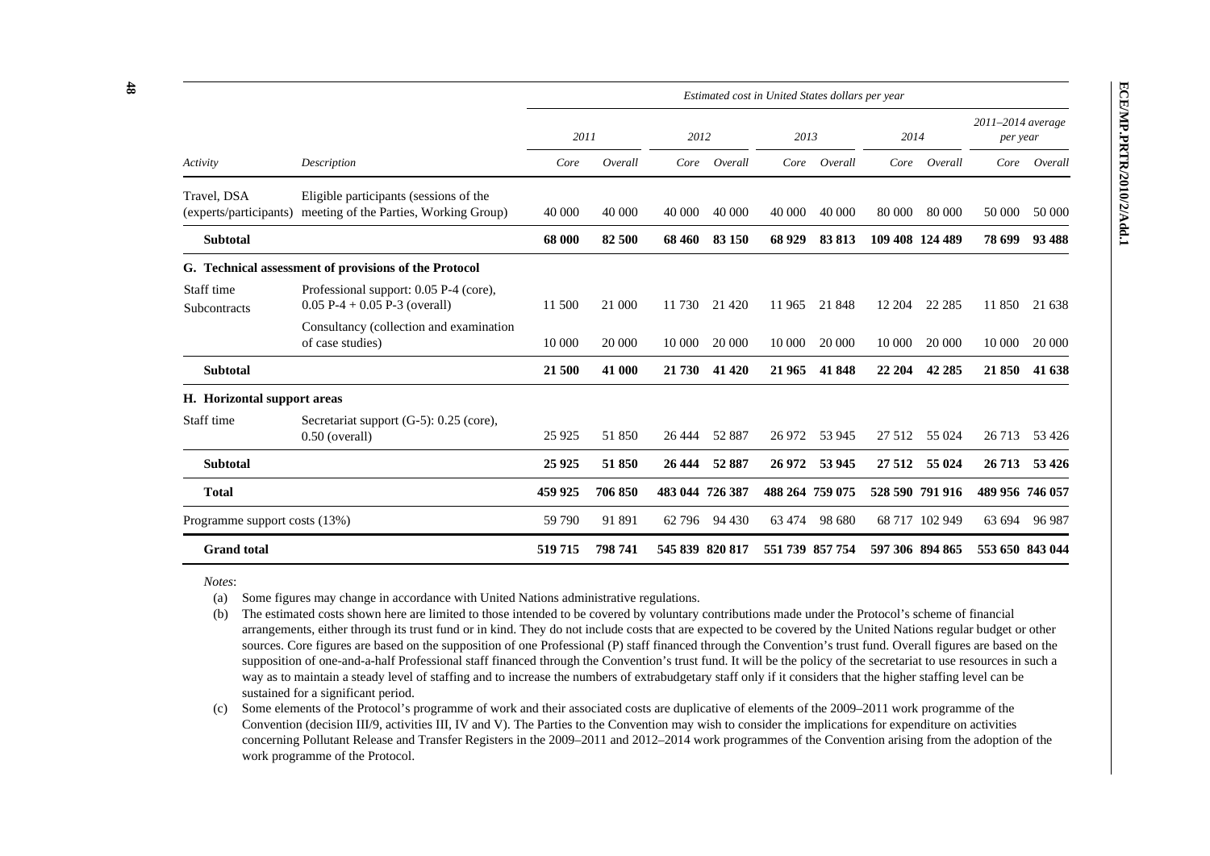| Activity | Description | Estimated cost in United States dollars per year | | | | | | | | | |
|---|---|---|---|---|---|---|---|---|---|---|---|
| | | 2011 | | 2012 | | 2013 | | 2014 | | 2011–2014 average per year | |
| | | Core | Overall | Core | Overall | Core | Overall | Core | Overall | Core | Overall |
| Travel, DSA (experts/participants) | Eligible participants (sessions of the meeting of the Parties, Working Group) | 40 000 | 40 000 | 40 000 | 40 000 | 40 000 | 40 000 | 80 000 | 80 000 | 50 000 | 50 000 |
| **Subtotal** | | **68 000** | **82 500** | **68 460** | **83 150** | **68 929** | **83 813** | **109 408** | **124 489** | **78 699** | **93 488** |
| **G. Technical assessment of provisions of the Protocol** | | | | | | | | | | | |
| Staff time | Professional support: 0.05 P-4 (core), 0.05 P-4 + 0.05 P-3 (overall) | 11 500 | 21 000 | 11 730 | 21 420 | 11 965 | 21 848 | 12 204 | 22 285 | 11 850 | 21 638 |
| Subcontracts | Consultancy (collection and examination of case studies) | 10 000 | 20 000 | 10 000 | 20 000 | 10 000 | 20 000 | 10 000 | 20 000 | 10 000 | 20 000 |
| **Subtotal** | | **21 500** | **41 000** | **21 730** | **41 420** | **21 965** | **41 848** | **22 204** | **42 285** | **21 850** | **41 638** |
| **H. Horizontal support areas** | | | | | | | | | | | |
| Staff time | Secretariat support (G-5): 0.25 (core), 0.50 (overall) | 25 925 | 51 850 | 26 444 | 52 887 | 26 972 | 53 945 | 27 512 | 55 024 | 26 713 | 53 426 |
| **Subtotal** | | **25 925** | **51 850** | **26 444** | **52 887** | **26 972** | **53 945** | **27 512** | **55 024** | **26 713** | **53 426** |
| **Total** | | **459 925** | **706 850** | **483 044** | **726 387** | **488 264** | **759 075** | **528 590** | **791 916** | **489 956** | **746 057** |
| Programme support costs (13%) | | 59 790 | 91 891 | 62 796 | 94 430 | 63 474 | 98 680 | 68 717 | 102 949 | 63 694 | 96 987 |
| **Grand total** | | **519 715** | **798 741** | **545 839** | **820 817** | **551 739** | **857 754** | **597 306** | **894 865** | **553 650** | **843 044** |

*Notes*:

(a) Some figures may change in accordance with United Nations administrative regulations.

(b) The estimated costs shown here are limited to those intended to be covered by voluntary contributions made under the Protocol's scheme of financial arrangements, either through its trust fund or in kind. They do not include costs that are expected to be covered by the United Nations regular budget or other sources. Core figures are based on the supposition of one Professional (P) staff financed through the Convention's trust fund. Overall figures are based on the supposition of one-and-a-half Professional staff financed through the Convention's trust fund. It will be the policy of the secretariat to use resources in such a way as to maintain a steady level of staffing and to increase the numbers of extrabudgetary staff only if it considers that the higher staffing level can be sustained for a significant period.

(c) Some elements of the Protocol's programme of work and their associated costs are duplicative of elements of the 2009–2011 work programme of the Convention (decision III/9, activities III, IV and V). The Parties to the Convention may wish to consider the implications for expenditure on activities concerning Pollutant Release and Transfer Registers in the 2009–2011 and 2012–2014 work programmes of the Convention arising from the adoption of the work programme of the Protocol.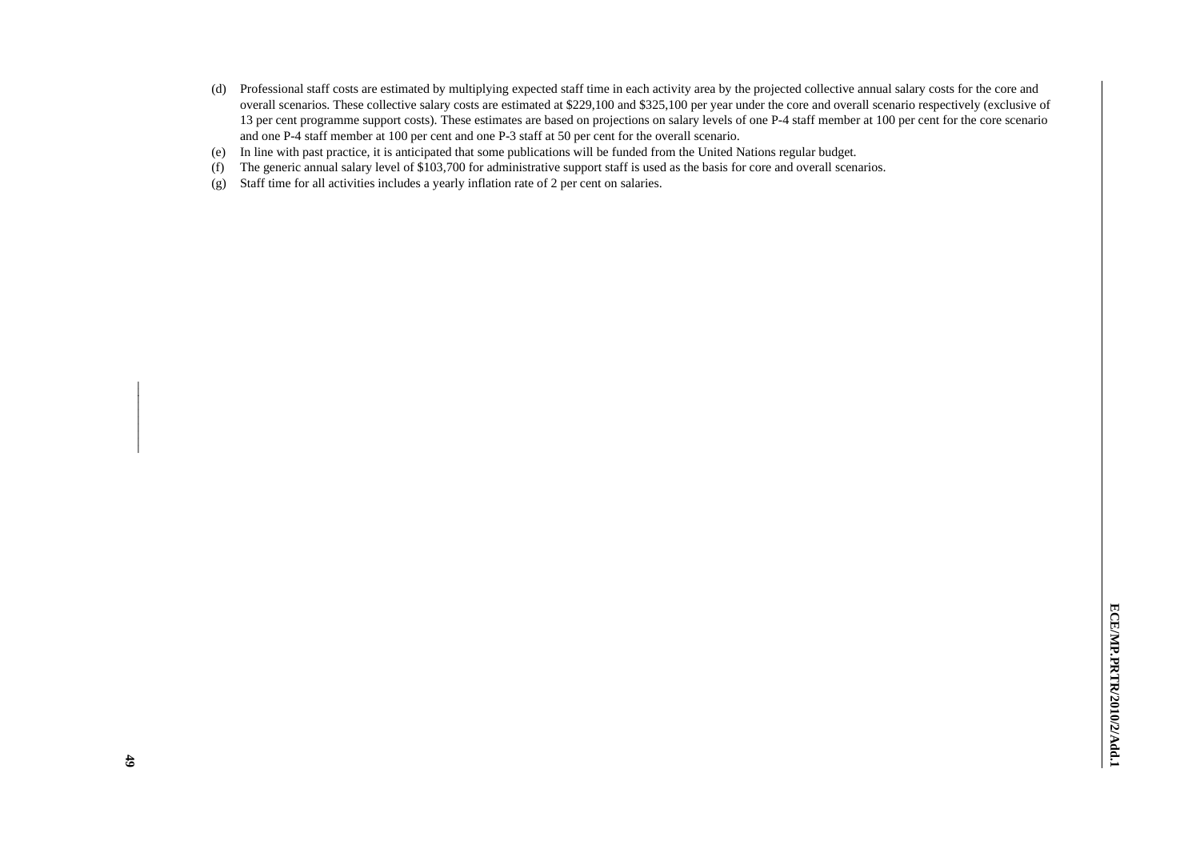(d) Professional staff costs are estimated by multiplying expected staff time in each activity area by the projected collective annual salary costs for the core and overall scenarios. These collective salary costs are estimated at \$229,100 and \$325,100 per year under the core and overall scenario respectively (exclusive of 13 per cent programme support costs). These estimates are based on projections on salary levels of one P-4 staff member at 100 per cent for the core scenario and one P-4 staff member at 100 per cent and one P-3 staff at 50 per cent for the overall scenario.

(e) In line with past practice, it is anticipated that some publications will be funded from the United Nations regular budget.

(f) The generic annual salary level of \$103,700 for administrative support staff is used as the basis for core and overall scenarios.

(g) Staff time for all activities includes a yearly inflation rate of 2 per cent on salaries.